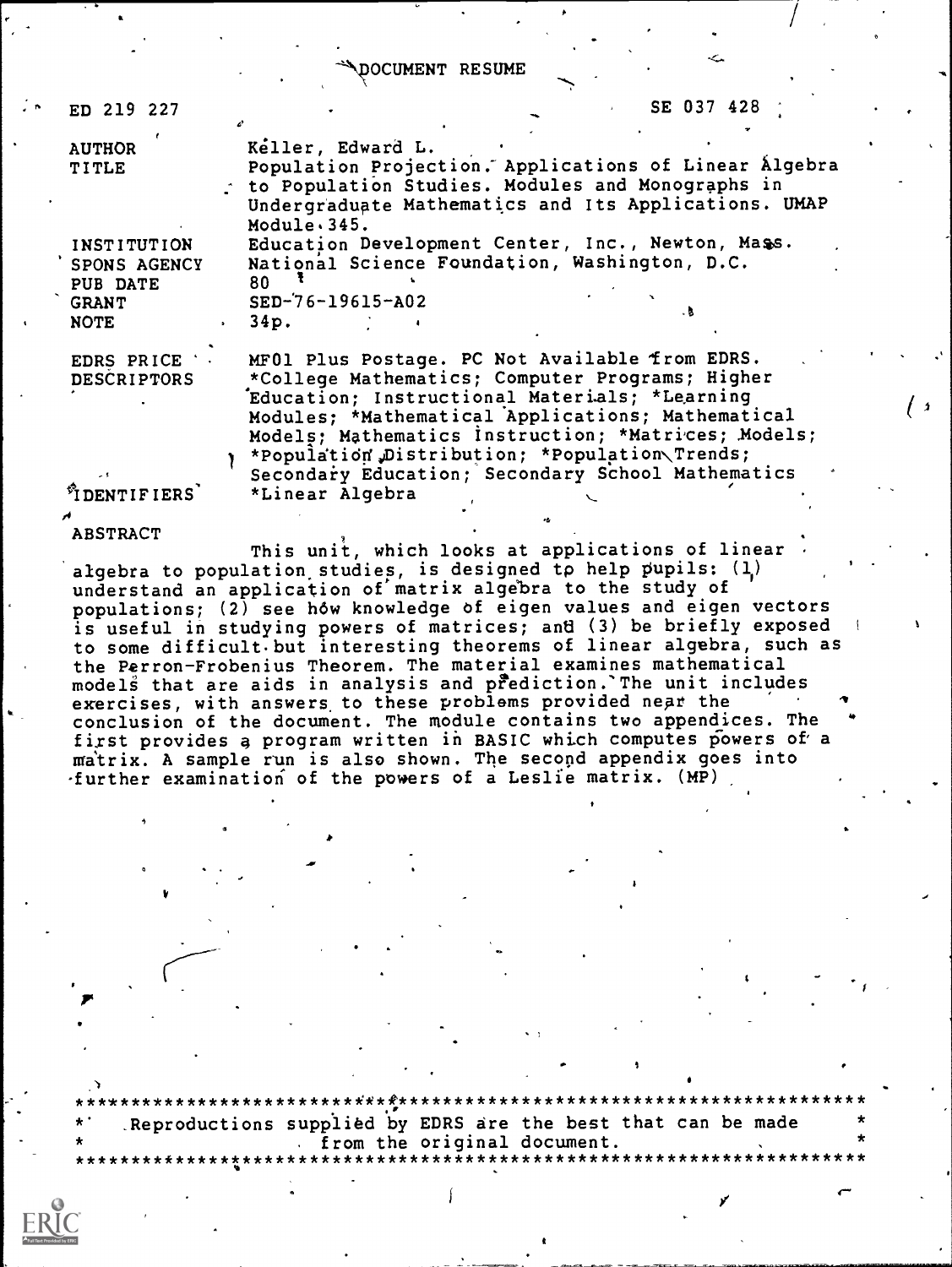# DOCUMENT RESUME

ED 219 227 SE 037 428

| | |
|---|---|
| AUTHOR | Keller, Edward L. |
| TITLE | Population Projection. Applications of Linear Algebra to Population Studies. Modules and Monographs in Undergraduate Mathematics and Its Applications. UMAP Module 345. |
| INSTITUTION | Education Development Center, Inc., Newton, Mass. |
| SPONS AGENCY | National Science Foundation, Washington, D.C. |
| PUB DATE | 80 |
| GRANT | SED-76-19615-A02 |
| NOTE | 34p. |
| EDRS PRICE | MF01 Plus Postage. PC Not Available from EDRS. |
| DESCRIPTORS | *College Mathematics; Computer Programs; Higher Education; Instructional Materials; *Learning Modules; *Mathematical Applications; Mathematical Models; Mathematics Instruction; *Matrices; Models; *Population Distribution; *Population Trends; Secondary Education; Secondary School Mathematics |
| IDENTIFIERS | *Linear Algebra |

ABSTRACT

This unit, which looks at applications of linear algebra to population studies, is designed to help pupils: (1) understand an application of matrix algebra to the study of populations; (2) see how knowledge of eigen values and eigen vectors is useful in studying powers of matrices; and (3) be briefly exposed to some difficult but interesting theorems of linear algebra, such as the Perron-Frobenius Theorem. The material examines mathematical models that are aids in analysis and prediction. The unit includes exercises, with answers to these problems provided near the conclusion of the document. The module contains two appendices. The first provides a program written in BASIC which computes powers of a matrix. A sample run is also shown. The second appendix goes into further examination of the powers of a Leslie matrix. (MP)

***********************************************************************
* Reproductions supplied by EDRS are the best that can be made *
* from the original document. *
***********************************************************************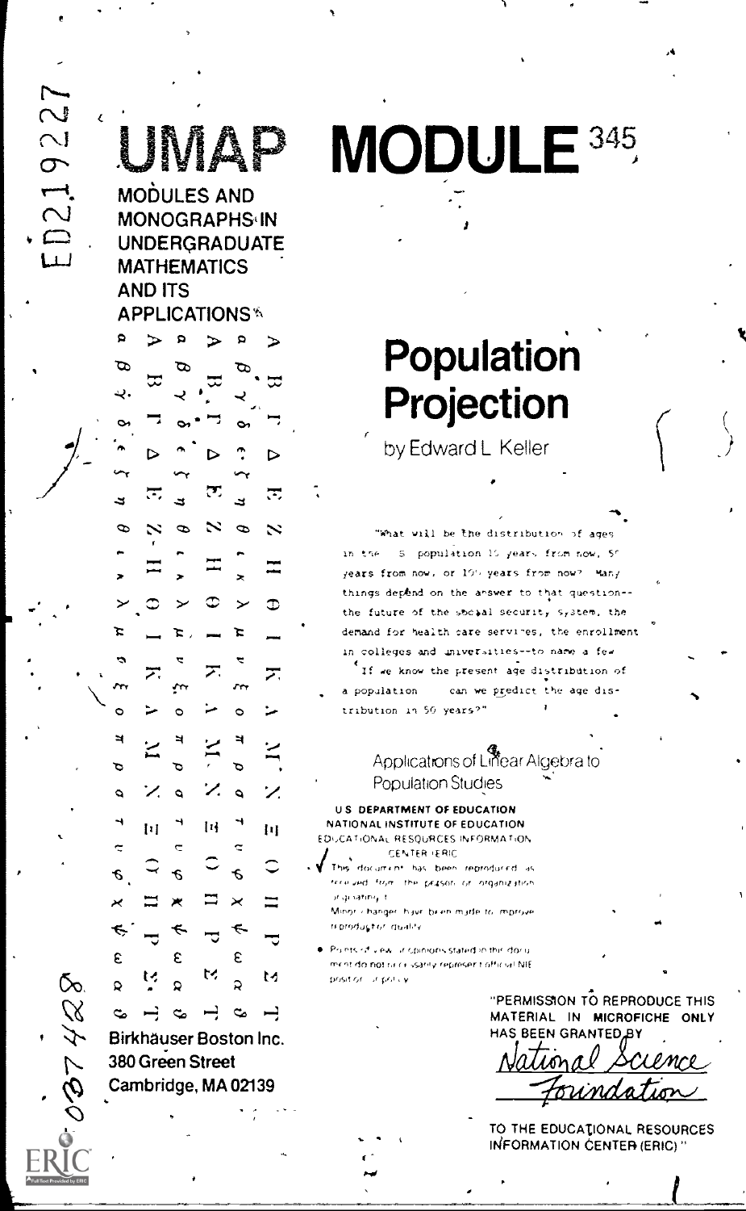ED219227

# UMAP MODULE 345

MODULES AND MONOGRAPHS IN UNDERGRADUATE MATHEMATICS AND ITS APPLICATIONS

# Population Projection

by Edward L. Keller

"What will be the distribution of ages in the U.S. population 15 years from now, 50 years from now, or 100 years from now? Many things depend on the answer to that question--the future of the social security system, the demand for health care services, the enrollment in colleges and universities--to name a few.

If we know the present age distribution of a population can we predict the age distribution in 50 years?"

Applications of Linear Algebra to Population Studies

U.S. DEPARTMENT OF EDUCATION
NATIONAL INSTITUTE OF EDUCATION
EDUCATIONAL RESOURCES INFORMATION CENTER (ERIC)

- This document has been reproduced as received from the person or organization originating it.
- Minor changes have been made to improve reproduction quality.
- Points of view or opinions stated in this document do not necessarily represent official NIE position or policy.

"PERMISSION TO REPRODUCE THIS MATERIAL IN MICROFICHE ONLY HAS BEEN GRANTED BY

National Science Foundation

TO THE EDUCATIONAL RESOURCES INFORMATION CENTER (ERIC)."

Birkhäuser Boston Inc.
380 Green Street
Cambridge, MA 02139

037488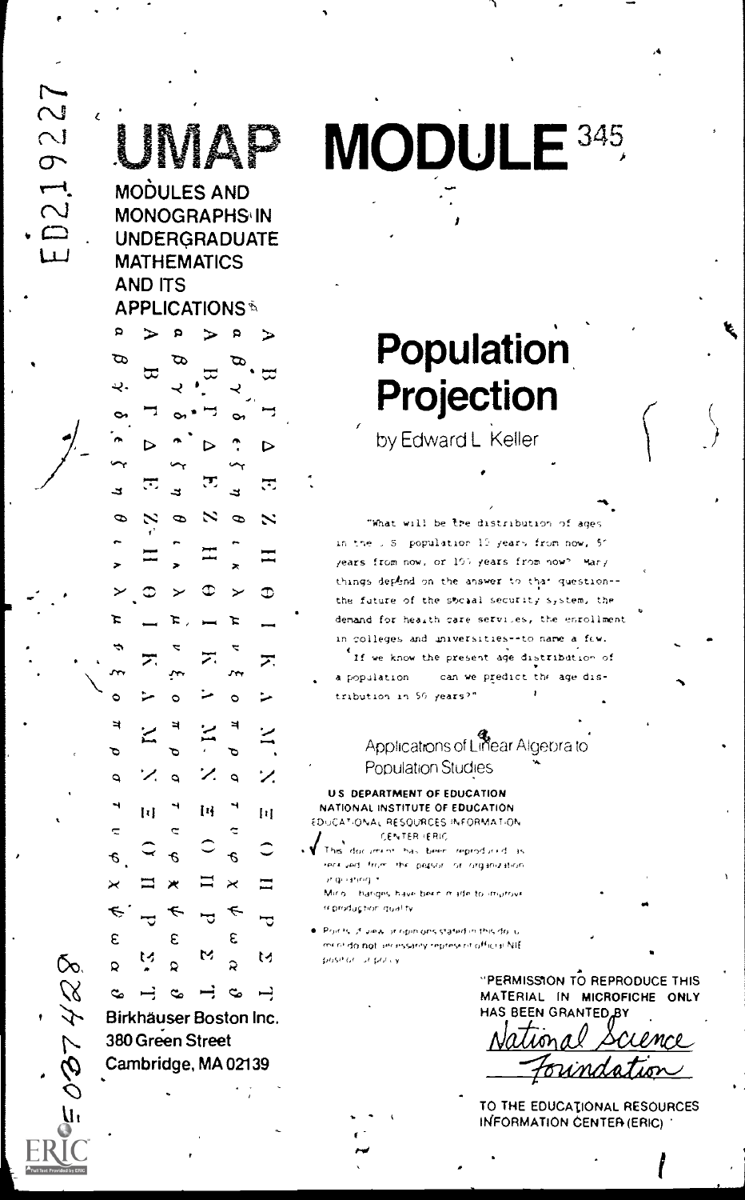ED219227

# UMAP MODULE 345

MODULES AND MONOGRAPHS IN UNDERGRADUATE MATHEMATICS AND ITS APPLICATIONS

# Population Projection

by Edward L. Keller

"What will be the distribution of ages in the U.S. population 15 years from now, 50 years from now, or 100 years from now? Many things depend on the answer to that question--the future of the social security system, the demand for health care services, the enrollment in colleges and universities--to name a few. If we know the present age distribution of a population can we predict the age distribution in 50 years?"

Applications of Linear Algebra to Population Studies

U.S. DEPARTMENT OF EDUCATION
NATIONAL INSTITUTE OF EDUCATION
EDUCATIONAL RESOURCES INFORMATION CENTER (ERIC)

- This document has been reproduced as received from the person or organization originating it.
- Minor changes have been made to improve reproduction quality.
- Points of view or opinions stated in this document do not necessarily represent official NIE position or policy.

"PERMISSION TO REPRODUCE THIS MATERIAL IN MICROFICHE ONLY HAS BEEN GRANTED BY

National Science Foundation

TO THE EDUCATIONAL RESOURCES INFORMATION CENTER (ERIC)"

Birkhäuser Boston Inc.
380 Green Street
Cambridge, MA 02139

SE 037 428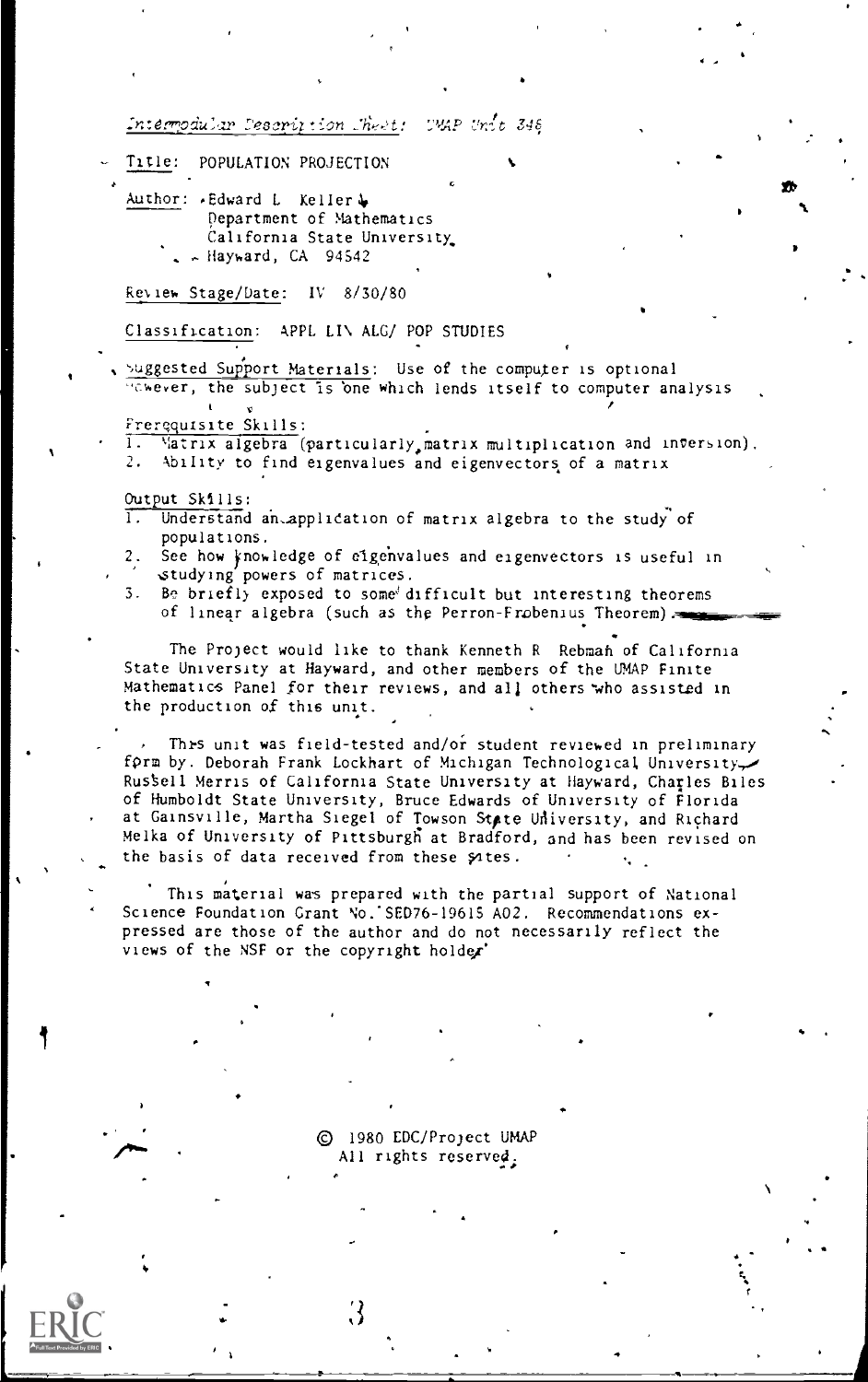*Intermodular Description Sheet: UMAP Unit 345*

Title: POPULATION PROJECTION

Author: Edward L Keller
Department of Mathematics
California State University
Hayward, CA 94542

Review Stage/Date: IV 8/30/80

Classification: APPL LIN ALG/ POP STUDIES

Suggested Support Materials: Use of the computer is optional however, the subject is one which lends itself to computer analysis

Prerequisite Skills:

1. Matrix algebra (particularly matrix multiplication and inversion).
2. Ability to find eigenvalues and eigenvectors of a matrix

Output Skills:

1. Understand an application of matrix algebra to the study of populations.
2. See how knowledge of eigenvalues and eigenvectors is useful in studying powers of matrices.
3. Be briefly exposed to some difficult but interesting theorems of linear algebra (such as the Perron-Frobenius Theorem).

The Project would like to thank Kenneth R Rebman of California State University at Hayward, and other members of the UMAP Finite Mathematics Panel for their reviews, and all others who assisted in the production of this unit.

This unit was field-tested and/or student reviewed in preliminary form by. Deborah Frank Lockhart of Michigan Technological University, Russell Merris of California State University at Hayward, Charles Biles of Humboldt State University, Bruce Edwards of University of Florida at Gainsville, Martha Siegel of Towson State University, and Richard Melka of University of Pittsburgh at Bradford, and has been revised on the basis of data received from these sites.

This material was prepared with the partial support of National Science Foundation Grant No. SED76-19615 A02. Recommendations expressed are those of the author and do not necessarily reflect the views of the NSF or the copyright holder.

© 1980 EDC/Project UMAP
All rights reserved.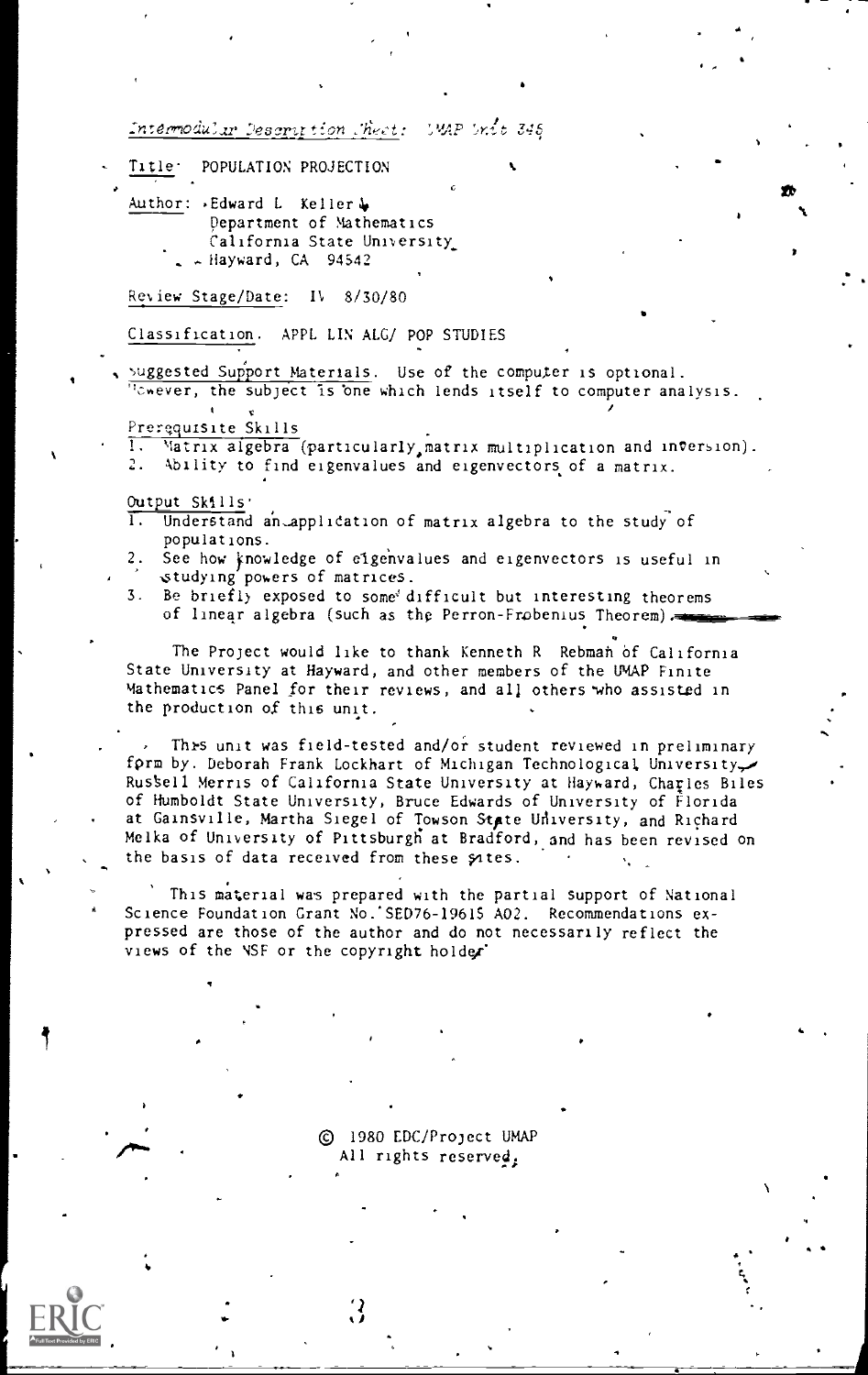*Intermodular Description Sheet:* UMAP Unit 345

Title: POPULATION PROJECTION

Author: Edward L. Keller
Department of Mathematics
California State University
Hayward, CA 94542

Review Stage/Date: IV 8/30/80

Classification. APPL LIN ALG/ POP STUDIES

Suggested Support Materials. Use of the computer is optional. However, the subject is one which lends itself to computer analysis.

Prerequisite Skills

1. Matrix algebra (particularly matrix multiplication and inversion).
2. Ability to find eigenvalues and eigenvectors of a matrix.

Output Skills

1. Understand an application of matrix algebra to the study of populations.
2. See how knowledge of eigenvalues and eigenvectors is useful in studying powers of matrices.
3. Be briefly exposed to some difficult but interesting theorems of linear algebra (such as the Perron-Frobenius Theorem).

The Project would like to thank Kenneth R. Rebman of California State University at Hayward, and other members of the UMAP Finite Mathematics Panel for their reviews, and all others who assisted in the production of this unit.

This unit was field-tested and/or student reviewed in preliminary form by Deborah Frank Lockhart of Michigan Technological University, Russell Merris of California State University at Hayward, Charles Biles of Humboldt State University, Bruce Edwards of University of Florida at Gainsville, Martha Siegel of Towson State University, and Richard Melka of University of Pittsburgh at Bradford, and has been revised on the basis of data received from these sites.

This material was prepared with the partial support of National Science Foundation Grant No. SED76-19615 A02. Recommendations expressed are those of the author and do not necessarily reflect the views of the NSF or the copyright holder.

© 1980 EDC/Project UMAP
All rights reserved.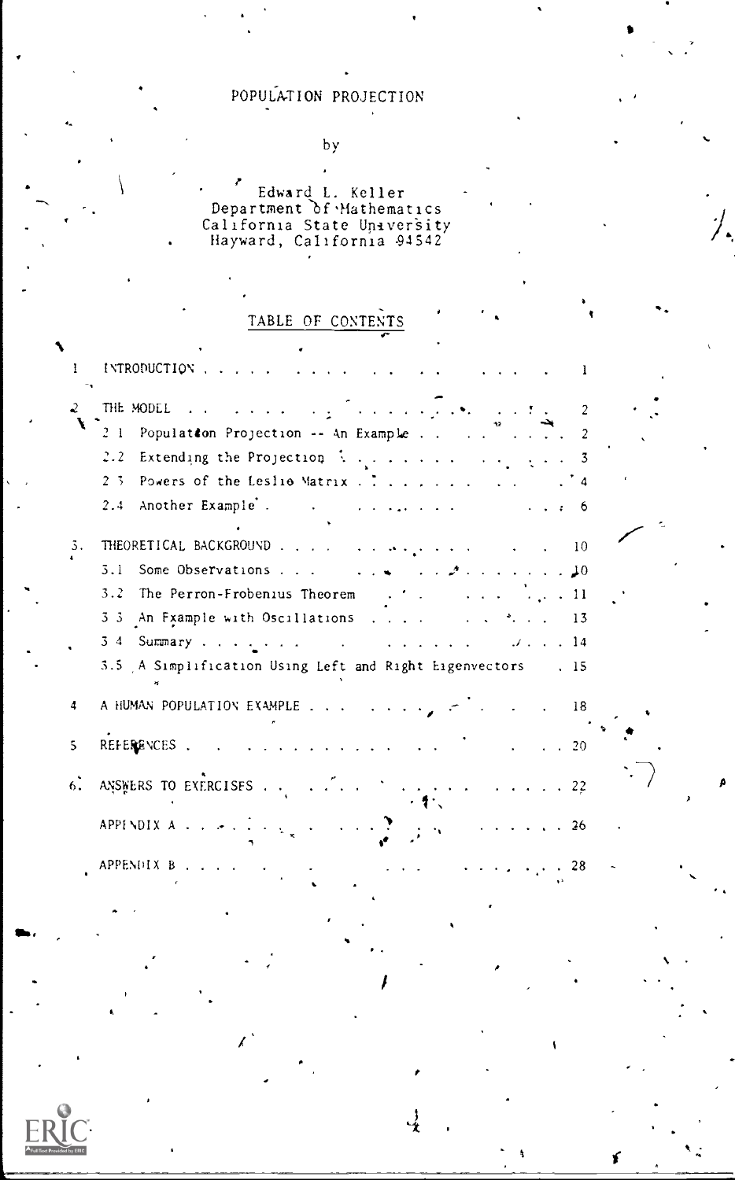# POPULATION PROJECTION

by

Edward L. Keller
Department of Mathematics
California State University
Hayward, California 94542

## TABLE OF CONTENTS

1. INTRODUCTION . . . . . 1

2. THE MODEL . . . . . 2
   - 2.1 Population Projection -- An Example . . . . . 2
   - 2.2 Extending the Projection . . . . . 3
   - 2.3 Powers of the Leslie Matrix . . . . . 4
   - 2.4 Another Example . . . . . 6

3. THEORETICAL BACKGROUND . . . . . 10
   - 3.1 Some Observations . . . . . 10
   - 3.2 The Perron-Frobenius Theorem . . . . . 11
   - 3.3 An Example with Oscillations . . . . . 13
   - 3.4 Summary . . . . . 14
   - 3.5 A Simplification Using Left and Right Eigenvectors . . . . . 15

4. A HUMAN POPULATION EXAMPLE . . . . . 18

5. REFERENCES . . . . . 20

6. ANSWERS TO EXERCISES . . . . . 22

APPENDIX A . . . . . 26

APPENDIX B . . . . . 28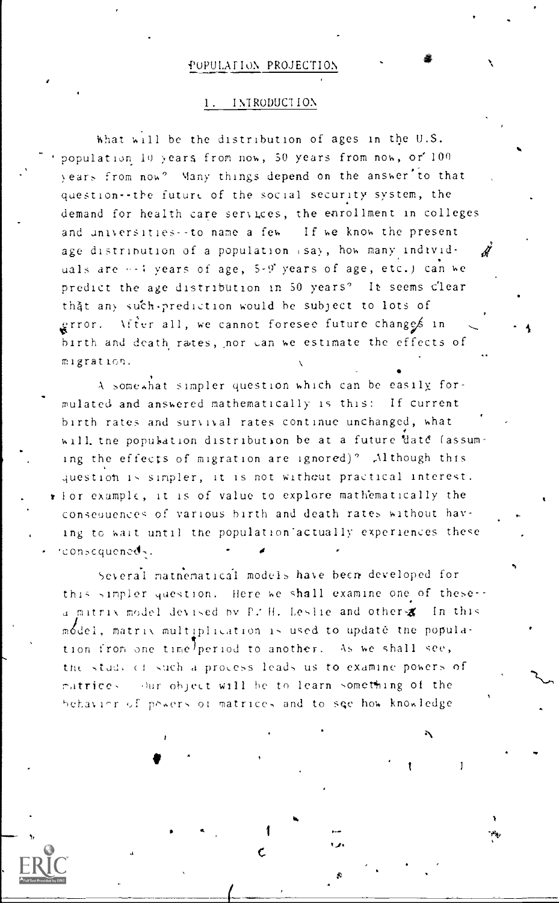# POPULATION PROJECTION

## 1. INTRODUCTION

What will be the distribution of ages in the U.S. population 10 years from now, 50 years from now, or 100 years from now? Many things depend on the answer to that question--the future of the social security system, the demand for health care services, the enrollment in colleges and universities--to name a few. If we know the present age distribution of a population (say, how many individuals are 0-4 years of age, 5-9 years of age, etc.) can we predict the age distribution in 50 years? It seems clear that any such prediction would be subject to lots of error. After all, we cannot foresee future changes in birth and death rates, nor can we estimate the effects of migration.

A somewhat simpler question which can be easily formulated and answered mathematically is this: If current birth rates and survival rates continue unchanged, what will the population distribution be at a future date (assuming the effects of migration are ignored)? Although this question is simpler, it is not without practical interest. For example, it is of value to explore mathematically the consequences of various birth and death rates without having to wait until the population actually experiences these consequences.

Several mathematical models have been developed for this simpler question. Here we shall examine one of these--a matrix model devised by P. H. Leslie and others. In this model, matrix multiplication is used to update the population from one time period to another. As we shall see, the study of such a process leads us to examine powers of matrices. Our object will be to learn something of the behavior of powers of matrices and to see how knowledge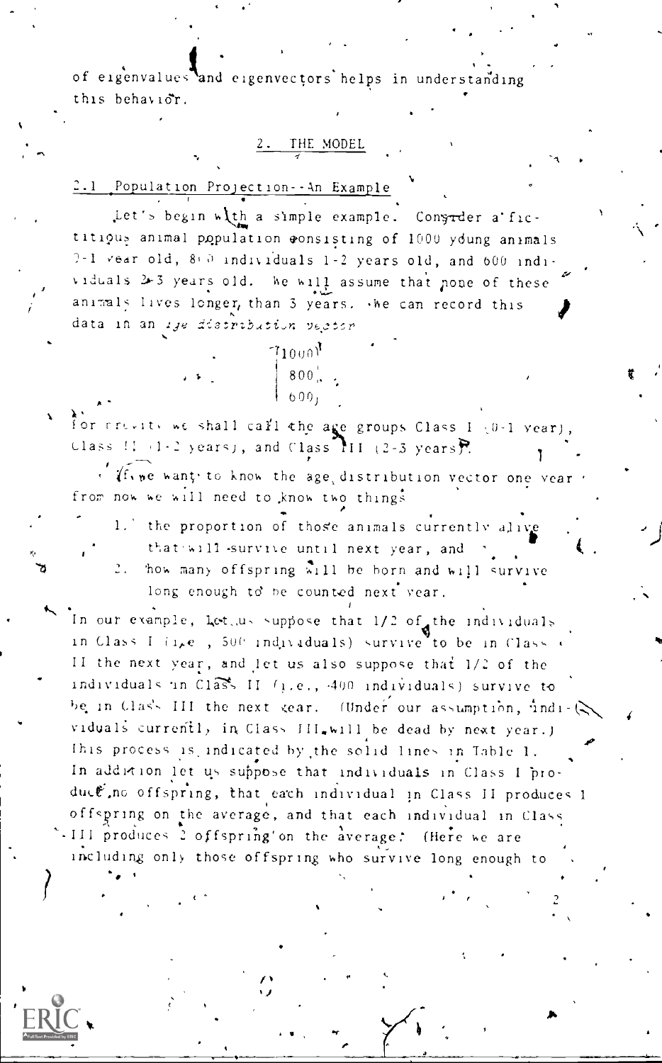of eigenvalues and eigenvectors helps in understanding this behavior.

## 2. THE MODEL

### 2.1 Population Projection--An Example

Let's begin with a simple example. Consider a fictitious animal population consisting of 1000 young animals 0-1 year old, 800 individuals 1-2 years old, and 600 individuals 2-3 years old. We will assume that none of these animals lives longer than 3 years. We can record this data in an *age distribution vector*

$$\begin{bmatrix} 1000 \\ 800 \\ 600 \end{bmatrix}$$

For brevity we shall call the age groups Class I (0-1 year), Class II (1-2 years), and Class III (2-3 years).

If we want to know the age distribution vector one year from now we will need to know two things:

1. the proportion of those animals currently alive that will survive until next year, and
2. how many offspring will be born and will survive long enough to be counted next year.

In our example, let us suppose that 1/2 of the individuals in Class I (i.e., 500 individuals) survive to be in Class II the next year, and let us also suppose that 1/2 of the individuals in Class II (i.e., 400 individuals) survive to be in Class III the next year. (Under our assumption, individuals currently in Class III will be dead by next year.) This process is indicated by the solid lines in Table 1. In addition let us suppose that individuals in Class I produce no offspring, that each individual in Class II produces 1 offspring on the average, and that each individual in Class III produces 2 offspring on the average. (Here we are including only those offspring who survive long enough to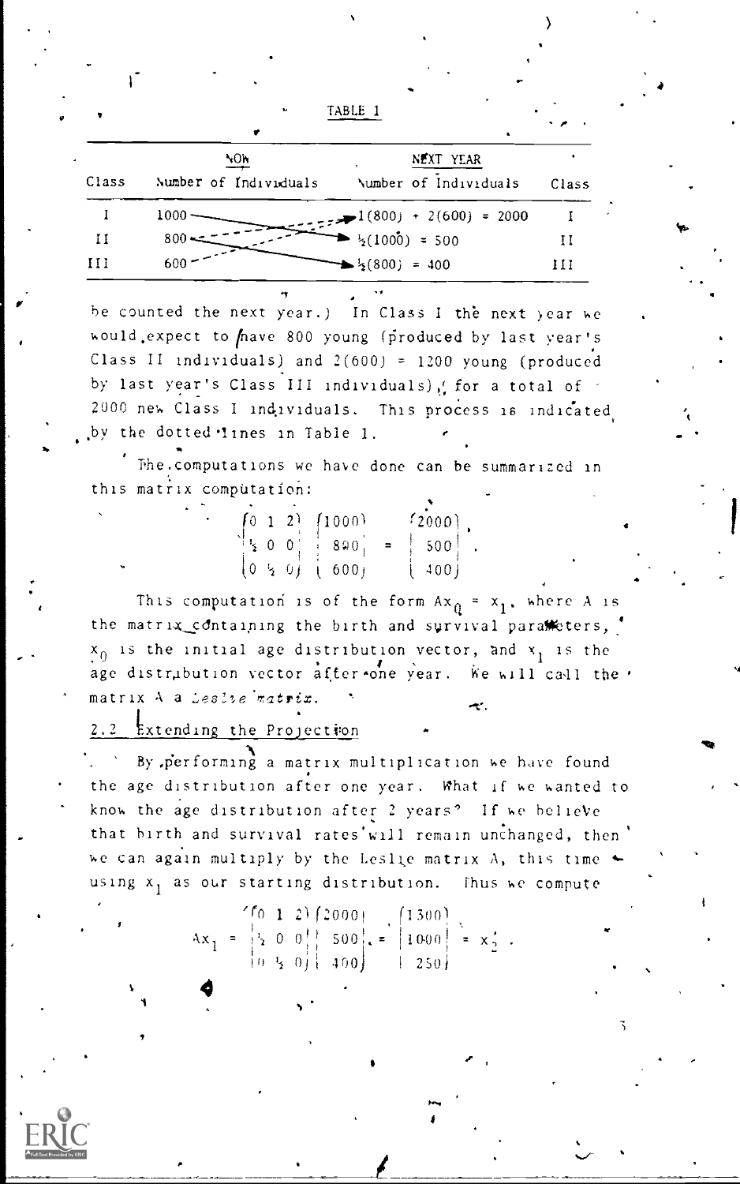TABLE 1

| | NOW | NEXT YEAR | |
|---|---|---|---|
| Class | Number of Individuals | Number of Individuals | Class |
| I | 1000 | 1(800) + 2(600) = 2000 | I |
| II | 800 | ½(1000) = 500 | II |
| III | 600 | ½(800) = 400 | III |

be counted the next year.) In Class I the next year we would expect to have 800 young (produced by last year's Class II individuals) and 2(600) = 1200 young (produced by last year's Class III individuals), for a total of 2000 new Class I individuals. This process is indicated by the dotted lines in Table 1.

The computations we have done can be summarized in this matrix computation:

$$\begin{pmatrix} 0 & 1 & 2 \\ \frac{1}{2} & 0 & 0 \\ 0 & \frac{1}{2} & 0 \end{pmatrix} \begin{pmatrix} 1000 \\ 800 \\ 600 \end{pmatrix} = \begin{pmatrix} 2000 \\ 500 \\ 400 \end{pmatrix}.$$

This computation is of the form $Ax_0 = x_1$, where $A$ is the matrix containing the birth and survival parameters, $x_0$ is the initial age distribution vector, and $x_1$ is the age distribution vector after one year. We will call the matrix $A$ a *Leslie matrix*.

## 2.2 Extending the Projection

By performing a matrix multiplication we have found the age distribution after one year. What if we wanted to know the age distribution after 2 years? If we believe that birth and survival rates will remain unchanged, then we can again multiply by the Leslie matrix $A$, this time using $x_1$ as our starting distribution. Thus we compute

$$Ax_1 = \begin{pmatrix} 0 & 1 & 2 \\ \frac{1}{2} & 0 & 0 \\ 0 & \frac{1}{2} & 0 \end{pmatrix} \begin{pmatrix} 2000 \\ 500 \\ 400 \end{pmatrix} = \begin{pmatrix} 1300 \\ 1000 \\ 250 \end{pmatrix} = x_2 .$$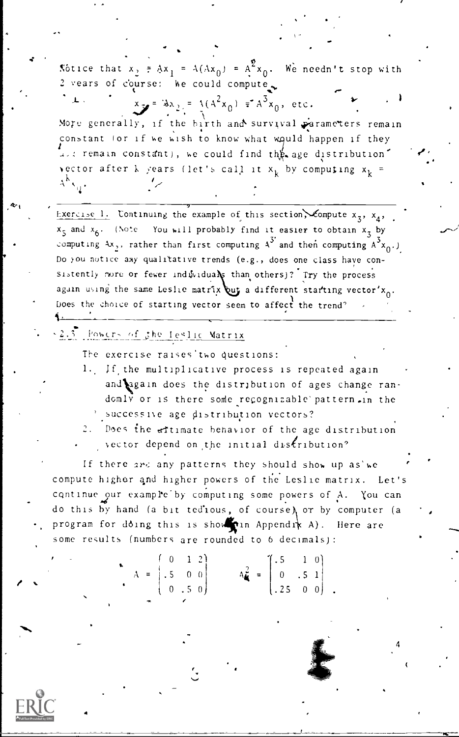Notice that $x_2 = Ax_1 = A(Ax_0) = A^2x_0$. We needn't stop with 2 years of course: we could compute

$$x_3 = Ax_2 = A(A^2x_0) = A^3x_0, \text{ etc.}$$

More generally, if the birth and survival parameters remain constant (or if we wish to know what would happen if they did remain constant), we could find the age distribution vector after $k$ years (let's call it $x_k$) by computing $x_k = A^kx_0$.

---

Exercise 1. Continuing the example of this section, compute $x_3$, $x_4$, $x_5$ and $x_6$. (Note: You will probably find it easier to obtain $x_3$ by computing $Ax_2$, rather than first computing $A^3$ and then computing $A^3x_0$.) Do you notice any qualitative trends (e.g., does one class have consistently more or fewer individuals than others)? Try the process again using the same Leslie matrix but a different starting vector $x_0$. Does the choice of starting vector seem to affect the trend?

---

## 2.3 Powers of the Leslie Matrix

The exercise raises two questions:

1. If the multiplicative process is repeated again and again does the distribution of ages change randomly or is there some recognizable pattern in the successive age distribution vectors?
2. Does the ultimate behavior of the age distribution vector depend on the initial distribution?

If there are any patterns they should show up as we compute higher and higher powers of the Leslie matrix. Let's continue our example by computing some powers of A. You can do this by hand (a bit tedious, of course) or by computer (a program for doing this is shown in Appendix A). Here are some results (numbers are rounded to 6 decimals):

$$A = \begin{pmatrix} 0 & 1 & 2 \\ .5 & 0 & 0 \\ 0 & .5 & 0 \end{pmatrix} \qquad A^2 = \begin{pmatrix} .5 & 1 & 0 \\ 0 & .5 & 1 \\ .25 & 0 & 0 \end{pmatrix}.$$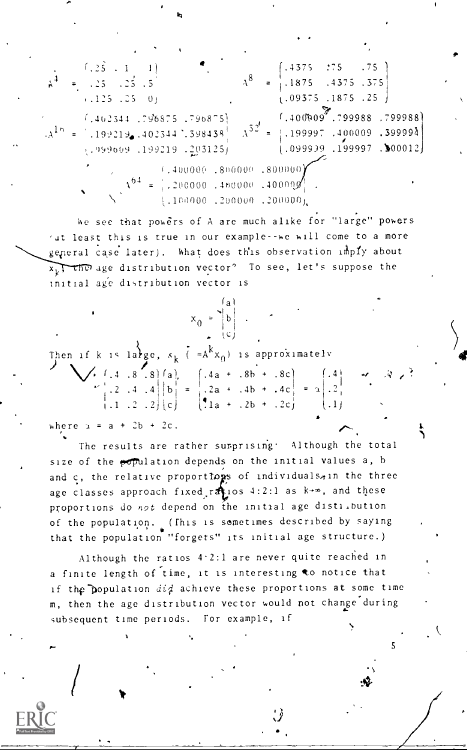$$A^4 = \begin{pmatrix} .25 & 1 & 1 \\ .25 & .25 & .5 \\ .125 & .25 & 0 \end{pmatrix} \qquad A^8 = \begin{pmatrix} .4375 & .75 & .75 \\ .1875 & .4375 & .375 \\ .09375 & .1875 & .25 \end{pmatrix}$$

$$A^{16} = \begin{pmatrix} .402344 & .796875 & .796875 \\ .199219 & .402344 & .398438 \\ .099609 & .199219 & .203125 \end{pmatrix} \qquad A^{32} = \begin{pmatrix} .400009 & .799988 & .799988 \\ .199997 & .400009 & .399994 \\ .099999 & .199997 & .400012 \end{pmatrix}$$

$$A^{64} = \begin{pmatrix} .400000 & .800000 & .800000 \\ .200000 & .400000 & .400000 \\ .100000 & .200000 & .200000 \end{pmatrix}.$$

We see that powers of $A$ are much alike for "large" powers (at least this is true in our example--we will come to a more general case later). What does this observation imply about $x_k$, the age distribution vector? To see, let's suppose the initial age distribution vector is

$$x_0 = \begin{pmatrix} a \\ b \\ c \end{pmatrix}.$$

Then if $k$ is large, $x_k$ $(=A^k x_0)$ is approximately

$$\begin{pmatrix} .4 & .8 & .8 \\ .2 & .4 & .4 \\ .1 & .2 & .2 \end{pmatrix} \begin{pmatrix} a \\ b \\ c \end{pmatrix} = \begin{pmatrix} .4a + .8b + .8c \\ .2a + .4b + .4c \\ .1a + .2b + .2c \end{pmatrix} = \alpha \begin{pmatrix} .4 \\ .2 \\ .1 \end{pmatrix}$$

where $\alpha = a + 2b + 2c$.

The results are rather surprising: Although the total size of the population depends on the initial values $a$, $b$ and $c$, the relative proportions of individuals in the three age classes approach fixed ratios 4:2:1 as $k \to \infty$, and these proportions do *not* depend on the initial age distribution of the population. (This is sometimes described by saying that the population "forgets" its initial age structure.)

Although the ratios 4:2:1 are never quite reached in a finite length of time, it is interesting to notice that if the population *did* achieve these proportions at some time $m$, then the age distribution vector would not change during subsequent time periods. For example, if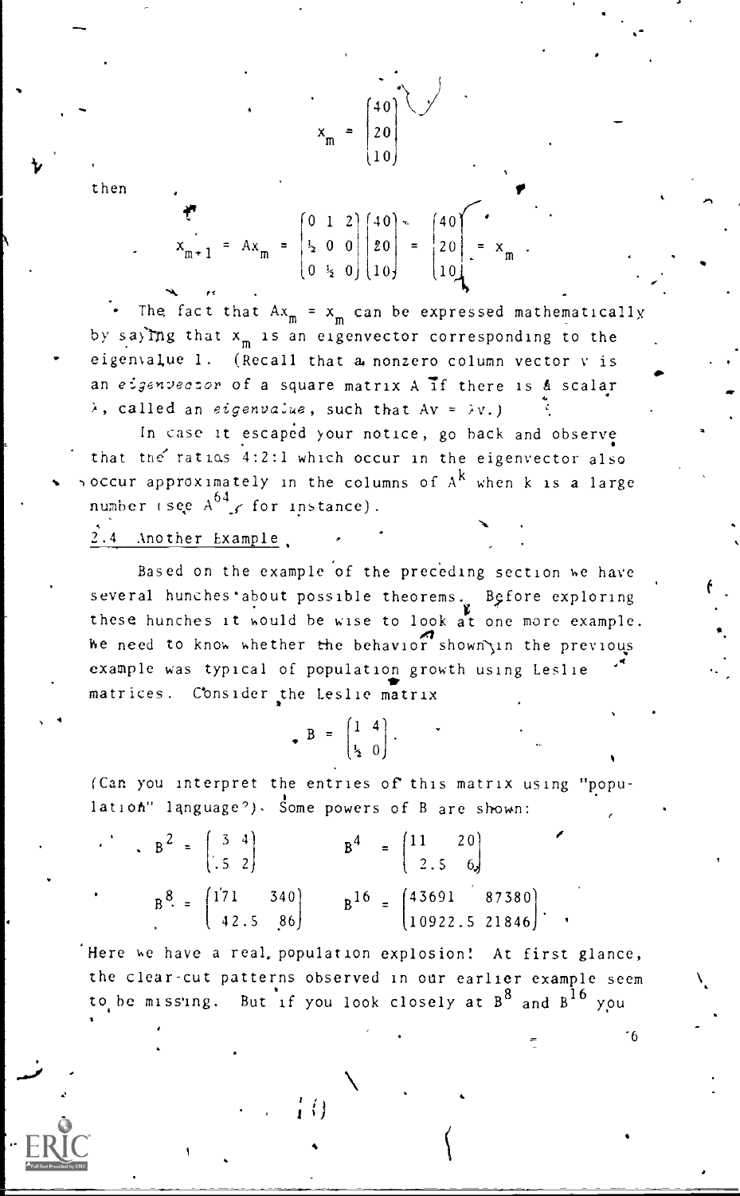$$x_m = \begin{pmatrix} 40 \\ 20 \\ 10 \end{pmatrix}$$

then

$$x_{m+1} = Ax_m = \begin{pmatrix} 0 & 1 & 2 \\ \frac{1}{2} & 0 & 0 \\ 0 & \frac{1}{2} & 0 \end{pmatrix} \begin{pmatrix} 40 \\ 20 \\ 10 \end{pmatrix} = \begin{pmatrix} 40 \\ 20 \\ 10 \end{pmatrix} = x_m .$$

The fact that $Ax_m = x_m$ can be expressed mathematically by saying that $x_m$ is an eigenvector corresponding to the eigenvalue 1. (Recall that a nonzero column vector $v$ is an *eigenvector* of a square matrix $A$ if there is a scalar $\lambda$, called an *eigenvalue*, such that $Av = \lambda v$.)

In case it escaped your notice, go back and observe that the ratios 4:2:1 which occur in the eigenvector also occur approximately in the columns of $A^k$ when $k$ is a large number (see $A^{64}$, for instance).

## 2.4 Another Example

Based on the example of the preceding section we have several hunches about possible theorems. Before exploring these hunches it would be wise to look at one more example. We need to know whether the behavior shown in the previous example was typical of population growth using Leslie matrices. Consider the Leslie matrix

$$B = \begin{pmatrix} 1 & 4 \\ \frac{1}{2} & 0 \end{pmatrix}.$$

(Can you interpret the entries of this matrix using "population" language?). Some powers of B are shown:

$$B^2 = \begin{pmatrix} 3 & 4 \\ .5 & 2 \end{pmatrix} \qquad B^4 = \begin{pmatrix} 11 & 20 \\ 2.5 & 6 \end{pmatrix}$$

$$B^8 = \begin{pmatrix} 171 & 340 \\ 42.5 & 86 \end{pmatrix} \qquad B^{16} = \begin{pmatrix} 43691 & 87380 \\ 10922.5 & 21846 \end{pmatrix}.$$

Here we have a real population explosion! At first glance, the clear-cut patterns observed in our earlier example seem to be missing. But if you look closely at $B^8$ and $B^{16}$ you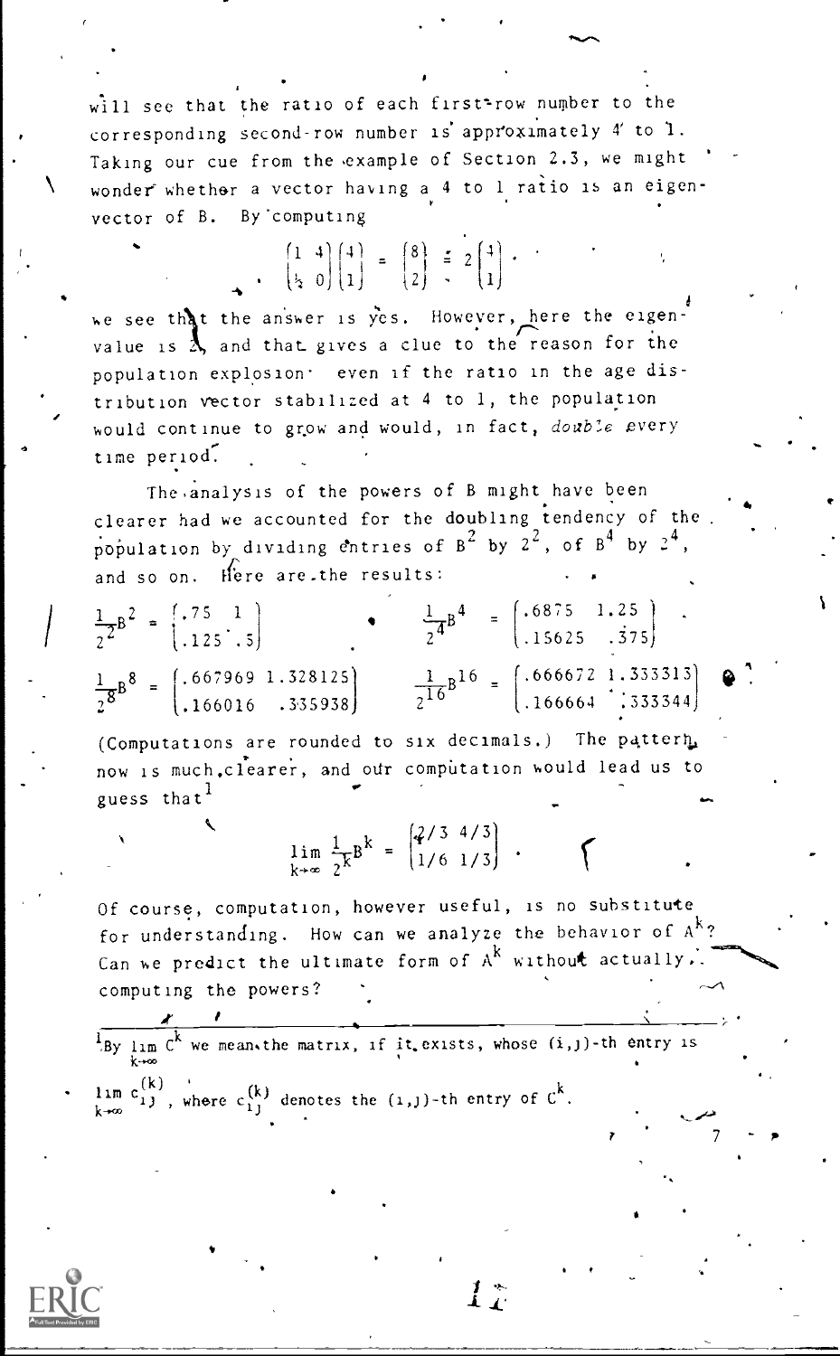will see that the ratio of each first-row number to the corresponding second-row number is approximately 4 to 1. Taking our cue from the example of Section 2.3, we might wonder whether a vector having a 4 to 1 ratio is an eigenvector of B. By computing

$$\begin{pmatrix} 1 & 4 \\ \frac{1}{2} & 0 \end{pmatrix} \begin{pmatrix} 4 \\ 1 \end{pmatrix} = \begin{pmatrix} 8 \\ 2 \end{pmatrix} = 2 \begin{pmatrix} 4 \\ 1 \end{pmatrix}$$

we see that the answer is yes. However, here the eigenvalue is 2, and that gives a clue to the reason for the population explosion: even if the ratio in the age distribution vector stabilized at 4 to 1, the population would continue to grow and would, in fact, *double* every time period.

The analysis of the powers of B might have been clearer had we accounted for the doubling tendency of the population by dividing entries of $B^2$ by $2^2$, of $B^4$ by $2^4$, and so on. Here are the results:

$$\frac{1}{2^2}B^2 = \begin{pmatrix} .75 & 1 \\ .125 & .5 \end{pmatrix} \qquad \frac{1}{2^4}B^4 = \begin{pmatrix} .6875 & 1.25 \\ .15625 & .375 \end{pmatrix}$$

$$\frac{1}{2^8}B^8 = \begin{pmatrix} .667969 & 1.328125 \\ .166016 & .335938 \end{pmatrix} \qquad \frac{1}{2^{16}}B^{16} = \begin{pmatrix} .666672 & 1.333313 \\ .166664 & .333344 \end{pmatrix}$$

(Computations are rounded to six decimals.) The pattern now is much clearer, and our computation would lead us to guess that[1]

$$\lim_{k\to\infty} \frac{1}{2^k}B^k = \begin{pmatrix} 2/3 & 4/3 \\ 1/6 & 1/3 \end{pmatrix}.$$

Of course, computation, however useful, is no substitute for understanding. How can we analyze the behavior of $A^k$? Can we predict the ultimate form of $A^k$ without actually computing the powers?

---

[1] By $\lim_{k\to\infty} C^k$ we mean the matrix, if it exists, whose $(i,j)$-th entry is $\lim_{k\to\infty} c_{ij}^{(k)}$, where $c_{ij}^{(k)}$ denotes the $(i,j)$-th entry of $C^k$.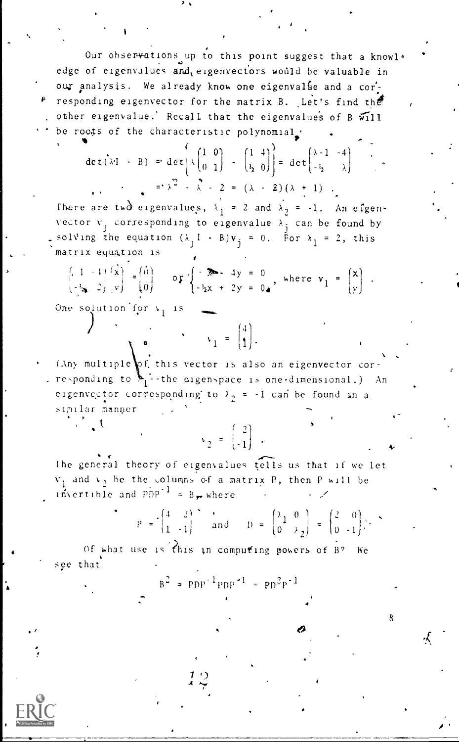Our observations up to this point suggest that a knowledge of eigenvalues and eigenvectors would be valuable in our analysis. We already know one eigenvalue and a corresponding eigenvector for the matrix B. Let's find the other eigenvalue. Recall that the eigenvalues of B will be roots of the characteristic polynomial

$$\det(\lambda I - B) = \det\left[\lambda\begin{pmatrix}1 & 0\\ 0 & 1\end{pmatrix} - \begin{pmatrix}1 & 4\\ \frac{1}{2} & 0\end{pmatrix}\right] = \det\begin{pmatrix}\lambda-1 & -4\\ -\frac{1}{2} & \lambda\end{pmatrix}$$

$$= \lambda^2 - \lambda - 2 = (\lambda - 2)(\lambda + 1).$$

There are two eigenvalues, $\lambda_1 = 2$ and $\lambda_2 = -1$. An eigenvector $v_j$ corresponding to eigenvalue $\lambda_j$ can be found by solving the equation $(\lambda_j I - B)v_j = 0$. For $\lambda_1 = 2$, this matrix equation is

$$\begin{pmatrix}1 & -4\\ -\frac{1}{2} & 2\end{pmatrix}\begin{pmatrix}x\\ y\end{pmatrix} = \begin{pmatrix}0\\ 0\end{pmatrix} \quad \text{or} \quad \begin{cases} x - 4y = 0 \\ -\frac{1}{2}x + 2y = 0 \end{cases}, \text{ where } v_1 = \begin{pmatrix}x\\ y\end{pmatrix}.$$

One solution for $v_1$ is

$$v_1 = \begin{pmatrix}4\\ 1\end{pmatrix}.$$

(Any multiple of this vector is also an eigenvector corresponding to $\lambda_1$--the eigenspace is one-dimensional.) An eigenvector corresponding to $\lambda_2 = -1$ can be found in a similar manner

$$v_2 = \begin{pmatrix}2\\ -1\end{pmatrix}.$$

The general theory of eigenvalues tells us that if we let $v_1$ and $v_2$ be the columns of a matrix P, then P will be invertible and $PDP^{-1} = B$, where

$$P = \begin{pmatrix}4 & 2\\ 1 & -1\end{pmatrix} \quad \text{and} \quad D = \begin{pmatrix}\lambda_1 & 0\\ 0 & \lambda_2\end{pmatrix} = \begin{pmatrix}2 & 0\\ 0 & -1\end{pmatrix}.$$

Of what use is this in computing powers of B? We see that

$$B^2 = PDP^{-1}PDP^{-1} = PD^2P^{-1}$$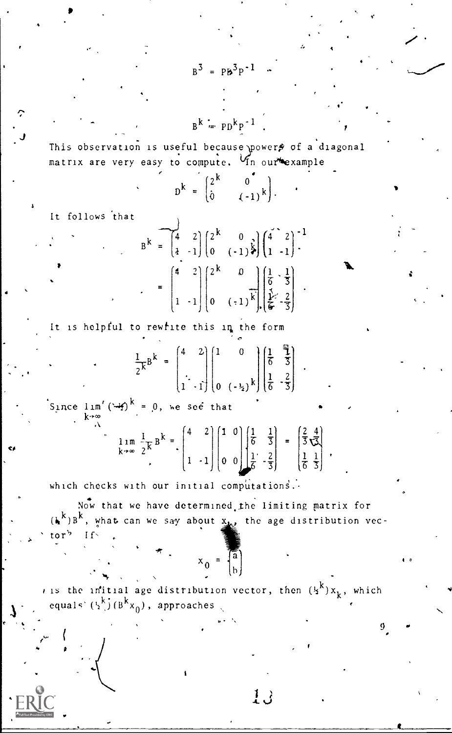$$B^3 = PD^3P^{-1}$$

$$B^k = PD^kP^{-1}.$$

This observation is useful because powers of a diagonal matrix are very easy to compute. In our example

$$D^k = \begin{pmatrix} 2^k & 0 \\ 0 & (-1)^k \end{pmatrix}.$$

It follows that

$$B^k = \begin{pmatrix} 4 & 2 \\ 1 & -1 \end{pmatrix} \begin{pmatrix} 2^k & 0 \\ 0 & (-1)^k \end{pmatrix} \begin{pmatrix} 4 & 2 \\ 1 & -1 \end{pmatrix}^{-1}$$

$$= \begin{pmatrix} 4 & 2 \\ 1 & -1 \end{pmatrix} \begin{pmatrix} 2^k & 0 \\ 0 & (-1)^k \end{pmatrix} \begin{pmatrix} \frac{1}{6} & \frac{1}{3} \\ \frac{1}{6} & -\frac{2}{3} \end{pmatrix}.$$

It is helpful to rewrite this in the form

$$\frac{1}{2^k}B^k = \begin{pmatrix} 4 & 2 \\ 1 & -1 \end{pmatrix} \begin{pmatrix} 1 & 0 \\ 0 & (-\frac{1}{2})^k \end{pmatrix} \begin{pmatrix} \frac{1}{6} & \frac{1}{3} \\ \frac{1}{6} & -\frac{2}{3} \end{pmatrix}.$$

Since $\lim_{k\to\infty} (-\frac{1}{2})^k = 0$, we see that

$$\lim_{k\to\infty} \frac{1}{2^k}B^k = \begin{pmatrix} 4 & 2 \\ 1 & -1 \end{pmatrix} \begin{pmatrix} 1 & 0 \\ 0 & 0 \end{pmatrix} \begin{pmatrix} \frac{1}{6} & \frac{1}{3} \\ \frac{1}{6} & -\frac{2}{3} \end{pmatrix} = \begin{pmatrix} \frac{2}{3} & \frac{4}{3} \\ \frac{1}{6} & \frac{1}{3} \end{pmatrix},$$

which checks with our initial computations.

Now that we have determined the limiting matrix for $(\frac{1}{2^k})B^k$, what can we say about $x_k$, the age distribution vector? If

$$x_0 = \begin{pmatrix} a \\ b \end{pmatrix}$$

is the initial age distribution vector, then $(\frac{1}{2^k})x_k$, which equals $(\frac{1}{2^k})(B^k x_0)$, approaches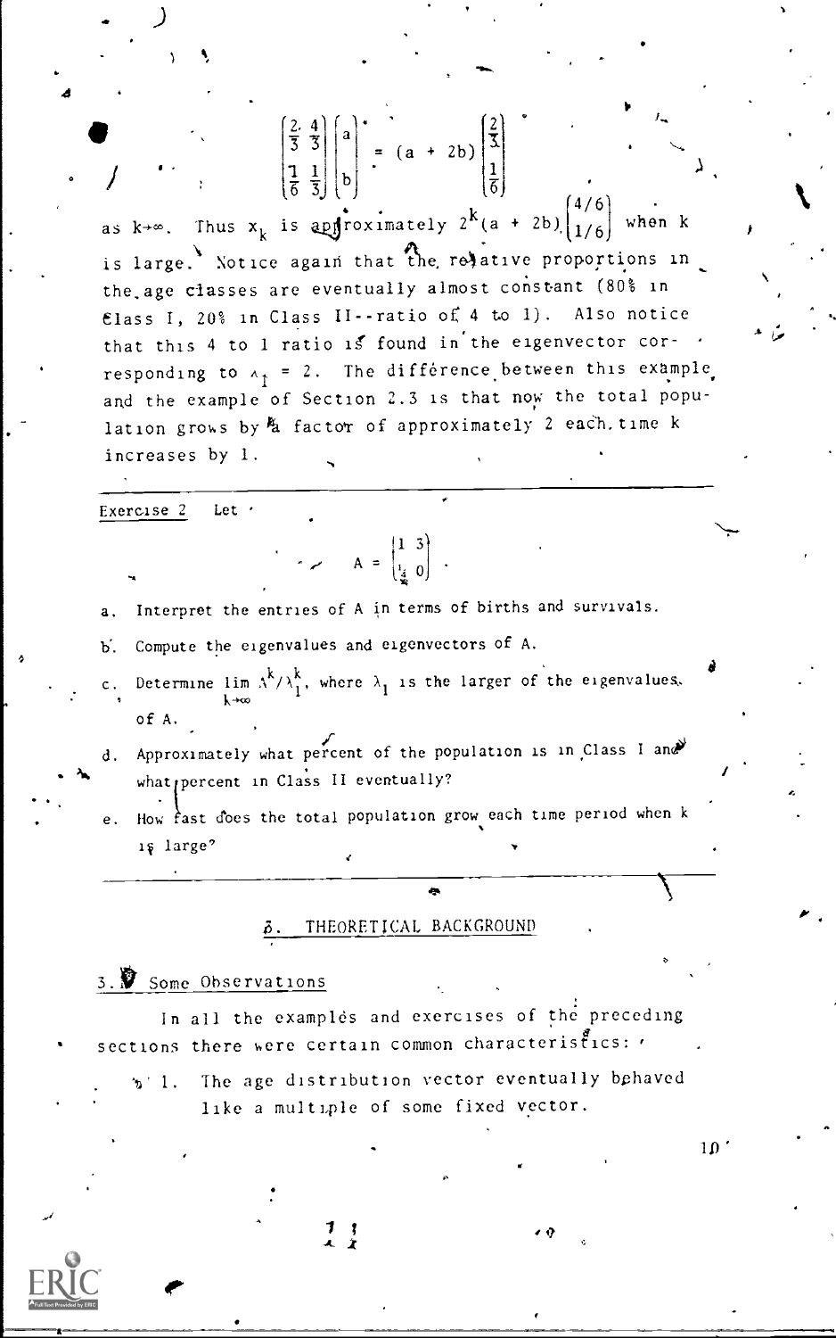$$\begin{pmatrix} \frac{2}{3} & \frac{4}{3} \\ \frac{1}{6} & \frac{1}{3} \end{pmatrix} \begin{pmatrix} a \\ b \end{pmatrix} = (a + 2b) \begin{pmatrix} \frac{2}{3} \\ \frac{1}{6} \end{pmatrix}$$

as $k \to \infty$. Thus $x_k$ is approximately $2^k(a + 2b)\begin{pmatrix} 4/6 \\ 1/6 \end{pmatrix}$ when $k$ is large. Notice again that the relative proportions in the age classes are eventually almost constant (80% in Class I, 20% in Class II--ratio of 4 to 1). Also notice that this 4 to 1 ratio is found in the eigenvector corresponding to $\lambda_1 = 2$. The difference between this example and the example of Section 2.3 is that now the total population grows by a factor of approximately 2 each time $k$ increases by 1.

---

Exercise 2 Let

$$A = \begin{pmatrix} 1 & 3 \\ \frac{1}{4} & 0 \end{pmatrix}.$$

a. Interpret the entries of $A$ in terms of births and survivals.

b. Compute the eigenvalues and eigenvectors of $A$.

c. Determine $\lim_{k \to \infty} A^k/\lambda_1^k$, where $\lambda_1$ is the larger of the eigenvalues of $A$.

d. Approximately what percent of the population is in Class I and what percent in Class II eventually?

e. How fast does the total population grow each time period when $k$ is large?

---

## 3. THEORETICAL BACKGROUND

### 3.1 Some Observations

In all the examples and exercises of the preceding sections there were certain common characteristics:

1. The age distribution vector eventually behaved like a multiple of some fixed vector.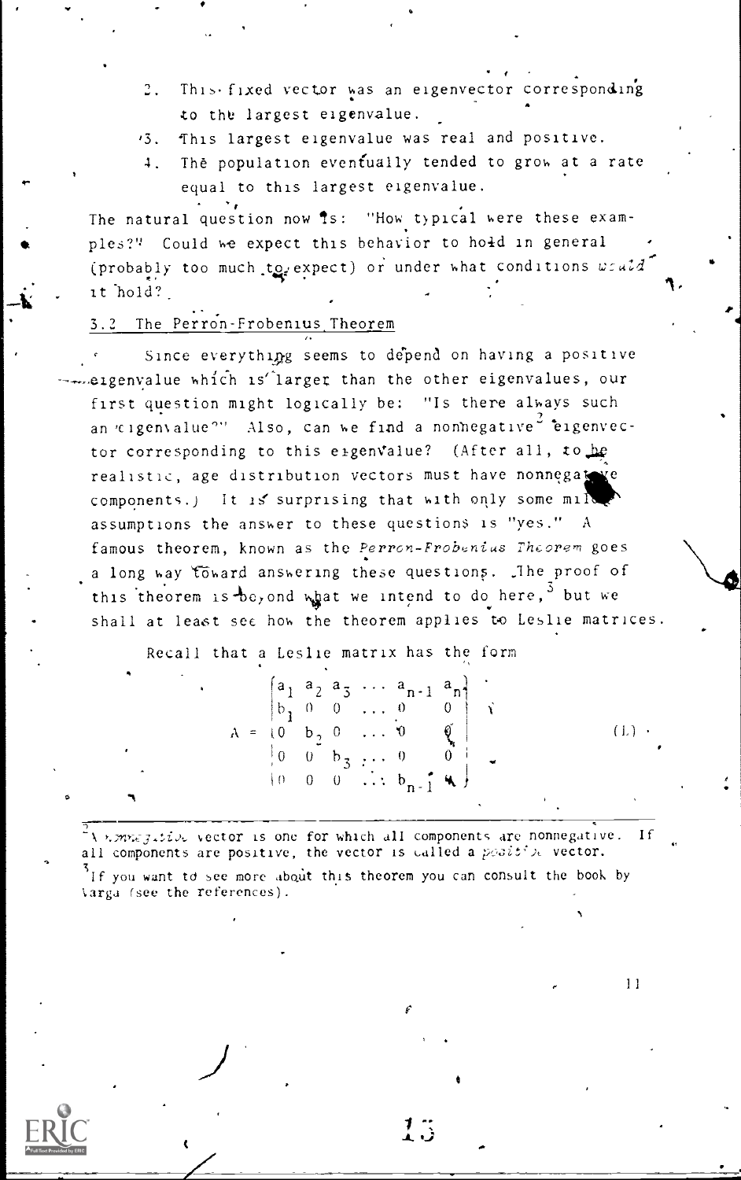2. This fixed vector was an eigenvector corresponding to the largest eigenvalue.
3. This largest eigenvalue was real and positive.
4. The population eventually tended to grow at a rate equal to this largest eigenvalue.

The natural question now is: "How typical were these examples?" Could we expect this behavior to hold in general (probably too much to expect) or under what conditions *would* it hold?

## 3.2 The Perron-Frobenius Theorem

Since everything seems to depend on having a positive eigenvalue which is larger than the other eigenvalues, our first question might logically be: "Is there always such an eigenvalue?" Also, can we find a nonnegative[2] eigenvector corresponding to this eigenvalue? (After all, to be realistic, age distribution vectors must have nonnegative components.) It is surprising that with only some mild assumptions the answer to these questions is "yes." A famous theorem, known as the *Perron-Frobenius Theorem* goes a long way toward answering these questions. The proof of this theorem is beyond what we intend to do here,[3] but we shall at least see how the theorem applies to Leslie matrices.

Recall that a Leslie matrix has the form

$$A = \begin{bmatrix} a_1 & a_2 & a_3 & \dots & a_{n-1} & a_n \\ b_1 & 0 & 0 & \dots & 0 & 0 \\ 0 & b_2 & 0 & \dots & 0 & 0 \\ 0 & 0 & b_3 & \dots & 0 & 0 \\ 0 & 0 & 0 & \dots & b_{n-1} & 0 \end{bmatrix} \qquad (1)$$

---

[2] A *nonnegative* vector is one for which all components are nonnegative. If all components are positive, the vector is called a *positive* vector.

[3] If you want to see more about this theorem you can consult the book by Varga (see the references).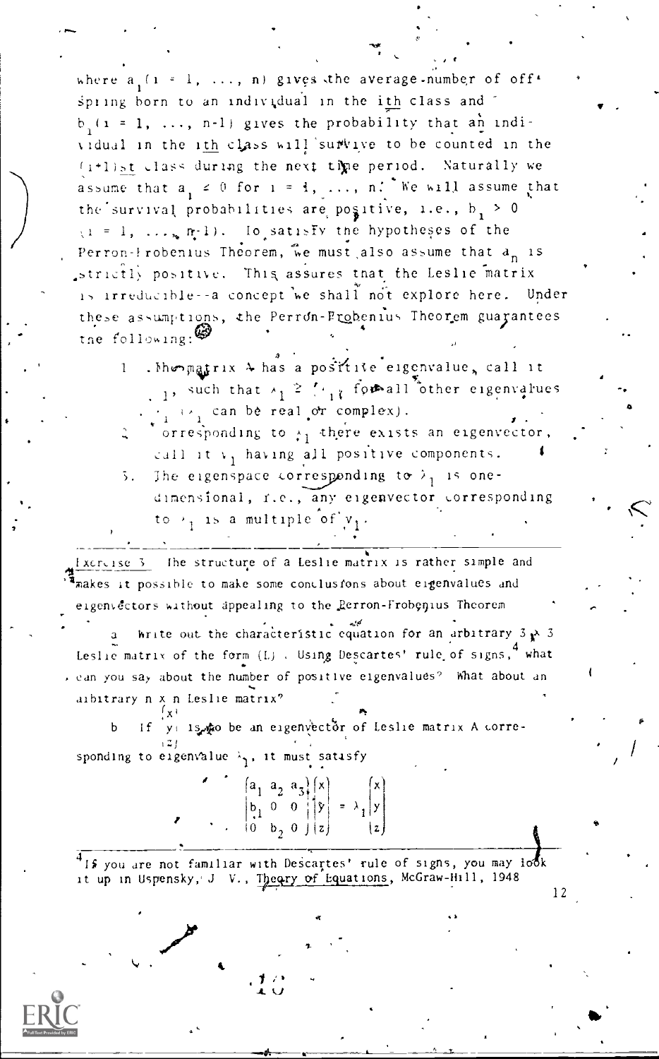where $a_i$ ($i = 1, \ldots, n$) gives the average number of offspring born to an individual in the $i$th class and $b_i$ ($i = 1, \ldots, n-1$) gives the probability that an individual in the $i$th class will survive to be counted in the $(i+1)$st class during the next time period. Naturally we assume that $a_i \geq 0$ for $i = 1, \ldots, n$. We will assume that the survival probabilities are positive, i.e., $b_i > 0$ ($i = 1, \ldots, n-1$). To satisfy the hypotheses of the Perron-Frobenius Theorem, we must also assume that $a_n$ is strictly positive. This assures that the Leslie matrix is irreducible--a concept we shall not explore here. Under these assumptions, the Perron-Frobenius Theorem guarantees the following:

1. The matrix A has a positive eigenvalue, call it $\lambda_1$, such that $\lambda_1 \geq |\lambda_i|$ for all other eigenvalues $\lambda_i$ ($\lambda_i$ can be real or complex).
2. Corresponding to $\lambda_1$ there exists an eigenvector, call it $v_1$ having all positive components.
3. The eigenspace corresponding to $\lambda_1$ is one-dimensional, i.e., any eigenvector corresponding to $\lambda_1$ is a multiple of $v_1$.

---

Exercise 3 The structure of a Leslie matrix is rather simple and makes it possible to make some conclusions about eigenvalues and eigenvectors without appealing to the Perron-Frobenius Theorem

a Write out the characteristic equation for an arbitrary $3 \times 3$ Leslie matrix of the form (L). Using Descartes' rule of signs,[4] what can you say about the number of positive eigenvalues? What about an arbitrary $n \times n$ Leslie matrix?

b If $\begin{pmatrix} x \\ y \\ z \end{pmatrix}$ is to be an eigenvector of Leslie matrix A corresponding to eigenvalue $\lambda_1$, it must satisfy

$$\begin{pmatrix} a_1 & a_2 & a_3 \\ b_1 & 0 & 0 \\ 0 & b_2 & 0 \end{pmatrix} \begin{pmatrix} x \\ y \\ z \end{pmatrix} = \lambda_1 \begin{pmatrix} x \\ y \\ z \end{pmatrix}$$

---

[4] If you are not familiar with Descartes' rule of signs, you may look it up in Uspensky, J. V., Theory of Equations, McGraw-Hill, 1948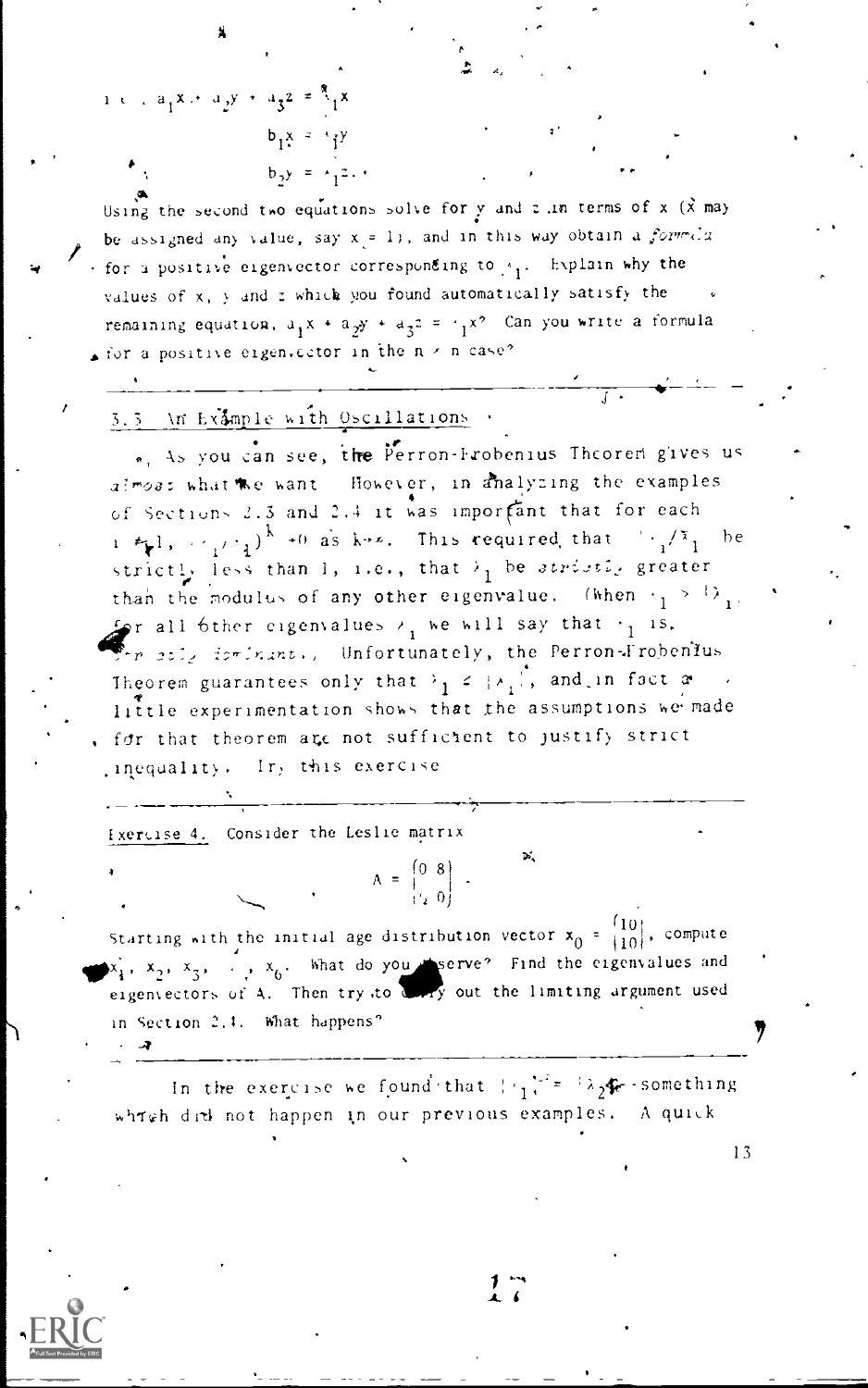i.e., $a_1x + a_2y + a_3z = \lambda_1 x$

$$b_1 x = \lambda_1 y$$

$$b_2 y = \lambda_1 z.$$

Using the second two equations solve for $y$ and $z$ in terms of $x$ ($x$ may be assigned any value, say $x = 1$), and in this way obtain a *formula* for a positive eigenvector corresponding to $\lambda_1$. Explain why the values of $x$, $y$ and $z$ which you found automatically satisfy the remaining equation, $a_1x + a_2y + a_3z = \lambda_1 x$? Can you write a formula for a positive eigenvector in the $n \times n$ case?

---

## 3.3 An Example with Oscillations

As you can see, the Perron-Frobenius Theorem gives us *almost* what we want. However, in analyzing the examples of Sections 2.3 and 2.4 it was important that for each $i \neq 1$, $(\lambda_i/\lambda_1)^k \to 0$ as $k \to \infty$. This required that $|\lambda_i/\lambda_1|$ be strictly less than 1, i.e., that $\lambda_1$ be *strictly* greater than the modulus of any other eigenvalue. (When $\lambda_1 > |\lambda_i|$ for all other eigenvalues $\lambda_i$ we will say that $\lambda_1$ is *strictly dominant*.) Unfortunately, the Perron-Frobenius Theorem guarantees only that $\lambda_1 \geq |\lambda_i|$, and in fact a little experimentation shows that the assumptions we made for that theorem are not sufficient to justify strict inequality. In this exercise

---

Exercise 4. Consider the Leslie matrix

$$A = \begin{pmatrix} 0 & 8 \\ 1/2 & 0 \end{pmatrix}.$$

Starting with the initial age distribution vector $x_0 = \begin{pmatrix} 10 \\ 10 \end{pmatrix}$, compute $x_1, x_2, x_3, \ldots, x_6$. What do you observe? Find the eigenvalues and eigenvectors of A. Then try to carry out the limiting argument used in Section 2.4. What happens?

---

In the exercise we found that $|\lambda_1| = |\lambda_2|$—something which did not happen in our previous examples. A quick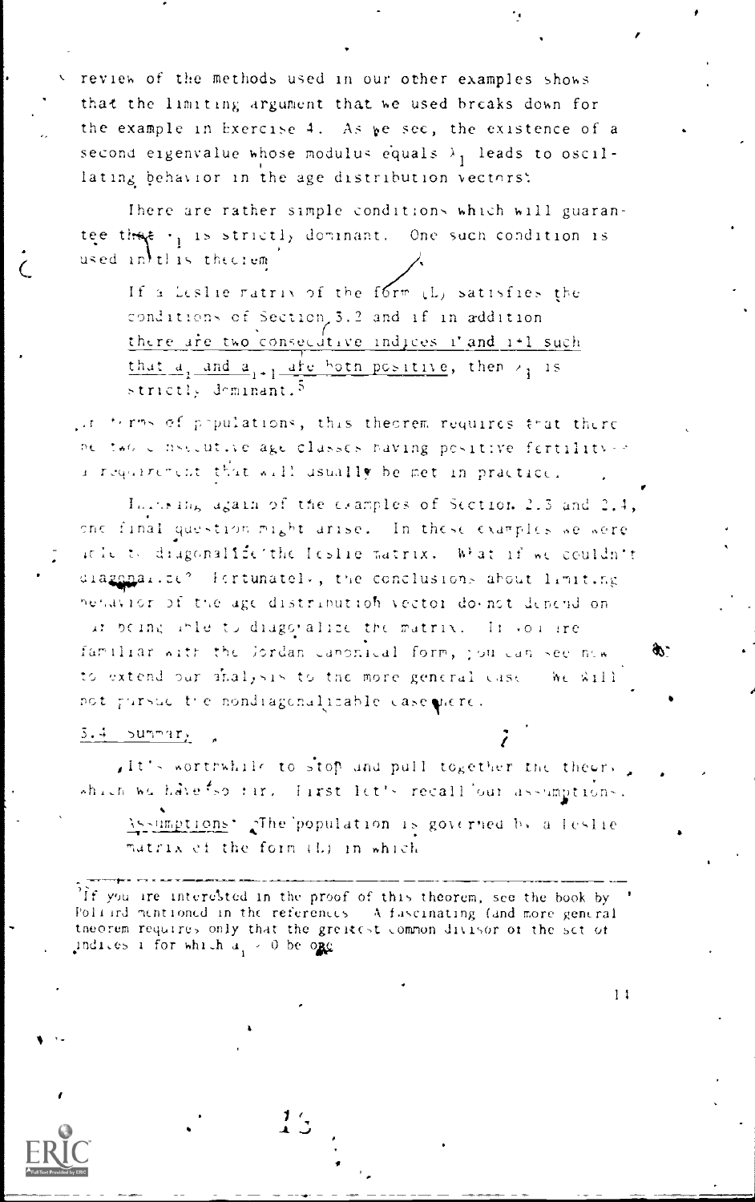review of the methods used in our other examples shows that the limiting argument that we used breaks down for the example in Exercise 4. As we see, the existence of a second eigenvalue whose modulus equals $\lambda_1$ leads to oscillating behavior in the age distribution vectors.

There are rather simple conditions which will guarantee that $\lambda_1$ is strictly dominant. One such condition is used in this theorem:

> If a Leslie matrix of the form (L) satisfies the conditions of Section 3.2 and if in addition there are two consecutive indices i and i+1 such that $a_i$ and $a_{i+1}$ are both positive, then $\lambda_1$ is strictly dominant.[5]

In terms of populations, this theorem requires that there be two consecutive age classes having positive fertility--a requirement that will usually be met in practice.

Thinking again of the examples of Section 2.3 and 2.4, one final question might arise. In these examples we were able to diagonalize the Leslie matrix. What if we couldn't diagonalize? Fortunately, the conclusions about limiting behavior of the age distribution vector do not depend on our being able to diagonalize the matrix. If you are familiar with the Jordan canonical form, you can see how to extend our analysis to the more general case. We will not pursue the nondiagonalizable case here.

## 3.4 Summary

It's worthwhile to stop and pull together the theory which we have so far. First let's recall our assumptions.

> Assumptions: The population is governed by a Leslie matrix of the form (L) in which

[5] If you are interested in the proof of this theorem, see the book by Pollard mentioned in the references. A fascinating (and more general theorem requires only that the greatest common divisor of the set of indices i for which $a_i > 0$ be one.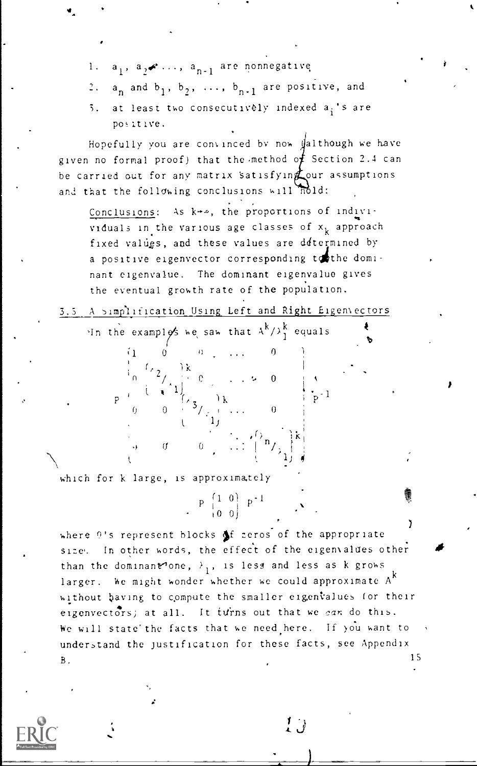1. $a_1, a_2, \ldots, a_{n-1}$ are nonnegative
2. $a_n$ and $b_1, b_2, \ldots, b_{n-1}$ are positive, and
3. at least two consecutively indexed $a_i$'s are positive.

Hopefully you are convinced by now (although we have given no formal proof) that the method of Section 2.4 can be carried out for any matrix satisfying our assumptions and that the following conclusions will hold:

> Conclusions: As $k \to \infty$, the proportions of individuals in the various age classes of $x_k$ approach fixed values, and these values are determined by a positive eigenvector corresponding to the dominant eigenvalue. The dominant eigenvalue gives the eventual growth rate of the population.

## 3.5 A Simplification Using Left and Right Eigenvectors

In the examples we saw that $A^k/\lambda_1^k$ equals

$$P \begin{pmatrix} 1 & 0 & 0 & \cdots & 0 \\ 0 & \left(\lambda_2/\lambda_1\right)^k & 0 & \cdots & 0 \\ 0 & 0 & \left(\lambda_3/\lambda_1\right)^k & \cdots & 0 \\ \vdots & & & \ddots & \\ 0 & 0 & 0 & \cdots & \left(\lambda_n/\lambda_1\right)^k \end{pmatrix} P^{-1}$$

which for $k$ large, is approximately

$$P \begin{pmatrix} 1 & 0 \\ 0 & 0 \end{pmatrix} P^{-1}$$

where 0's represent blocks of zeros of the appropriate size. In other words, the effect of the eigenvalues other than the dominant one, $\lambda_1$, is less and less as $k$ grows larger. We might wonder whether we could approximate $A^k$ without having to compute the smaller eigenvalues (or their eigenvectors) at all. It turns out that we can do this. We will state the facts that we need here. If you want to understand the justification for these facts, see Appendix B.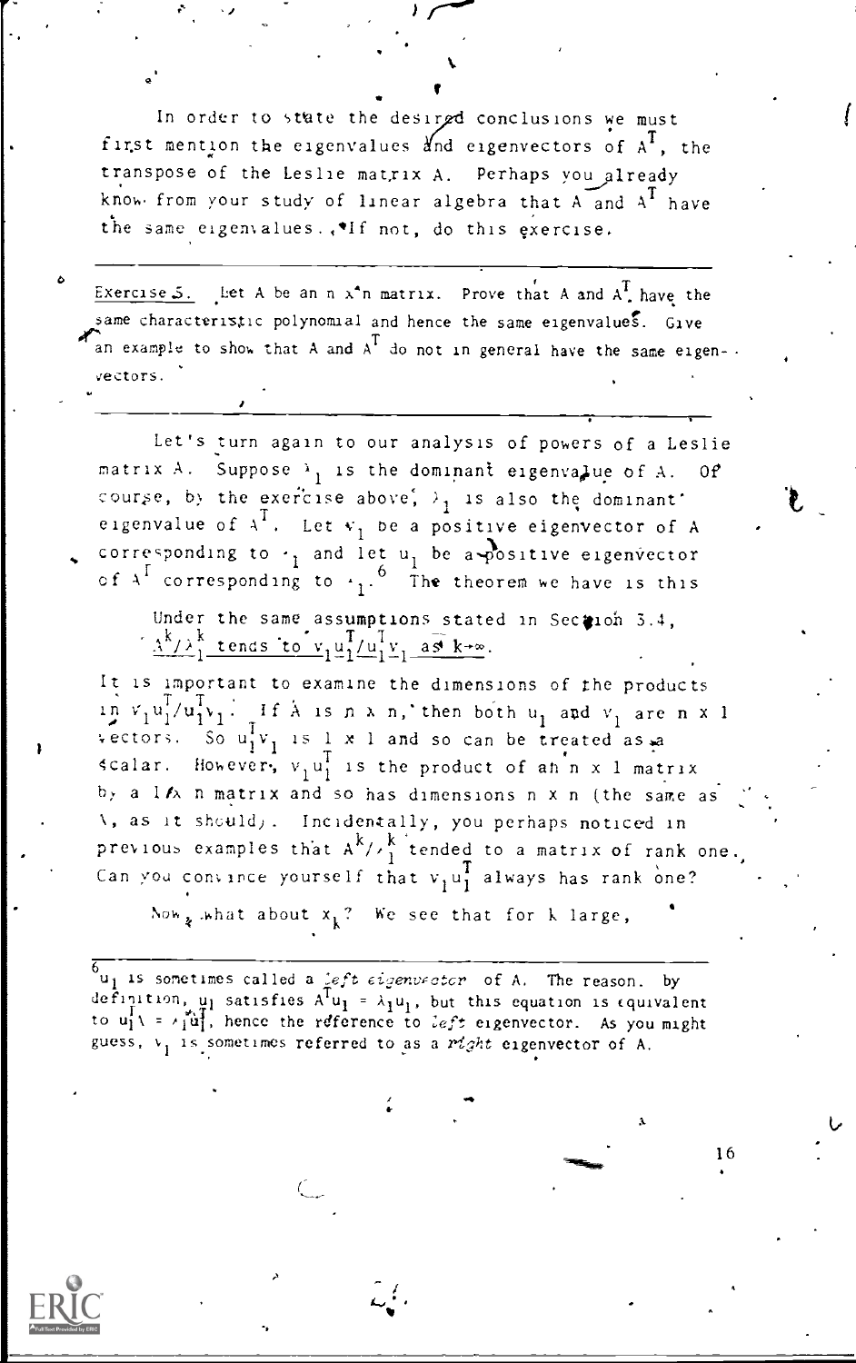In order to state the desired conclusions we must first mention the eigenvalues and eigenvectors of $A^T$, the transpose of the Leslie matrix A. Perhaps you already know from your study of linear algebra that A and $A^T$ have the same eigenvalues. If not, do this exercise.

---

Exercise 5. Let A be an $n \times n$ matrix. Prove that A and $A^T$ have the same characteristic polynomial and hence the same eigenvalues. Give an example to show that A and $A^T$ do not in general have the same eigenvectors.

---

Let's turn again to our analysis of powers of a Leslie matrix A. Suppose $\lambda_1$ is the dominant eigenvalue of A. Of course, by the exercise above, $\lambda_1$ is also the dominant eigenvalue of $A^T$. Let $v_1$ be a positive eigenvector of A corresponding to $\lambda_1$ and let $u_1$ be a positive eigenvector of $A^T$ corresponding to $\lambda_1$.[6] The theorem we have is this

> Under the same assumptions stated in Section 3.4, $A^k/\lambda_1^k$ tends to $v_1u_1^T/u_1^Tv_1$ as $k \to \infty$.

It is important to examine the dimensions of the products in $v_1u_1^T/u_1^Tv_1$. If A is $n \times n$, then both $u_1$ and $v_1$ are $n \times 1$ vectors. So $u_1^Tv_1$ is $1 \times 1$ and so can be treated as a scalar. However, $v_1u_1^T$ is the product of an $n \times 1$ matrix by a $1 \times n$ matrix and so has dimensions $n \times n$ (the same as A, as it should). Incidentally, you perhaps noticed in previous examples that $A^k/\lambda_1^k$ tended to a matrix of rank one. Can you convince yourself that $v_1u_1^T$ always has rank one?

Now, what about $x_k$? We see that for k large,

---

[6] $u_1$ is sometimes called a *left eigenvector* of A. The reason: by definition, $u_1$ satisfies $A^Tu_1 = \lambda_1u_1$, but this equation is equivalent to $u_1^TA = \lambda_1u_1^T$, hence the reference to *left* eigenvector. As you might guess, $v_1$ is sometimes referred to as a *right* eigenvector of A.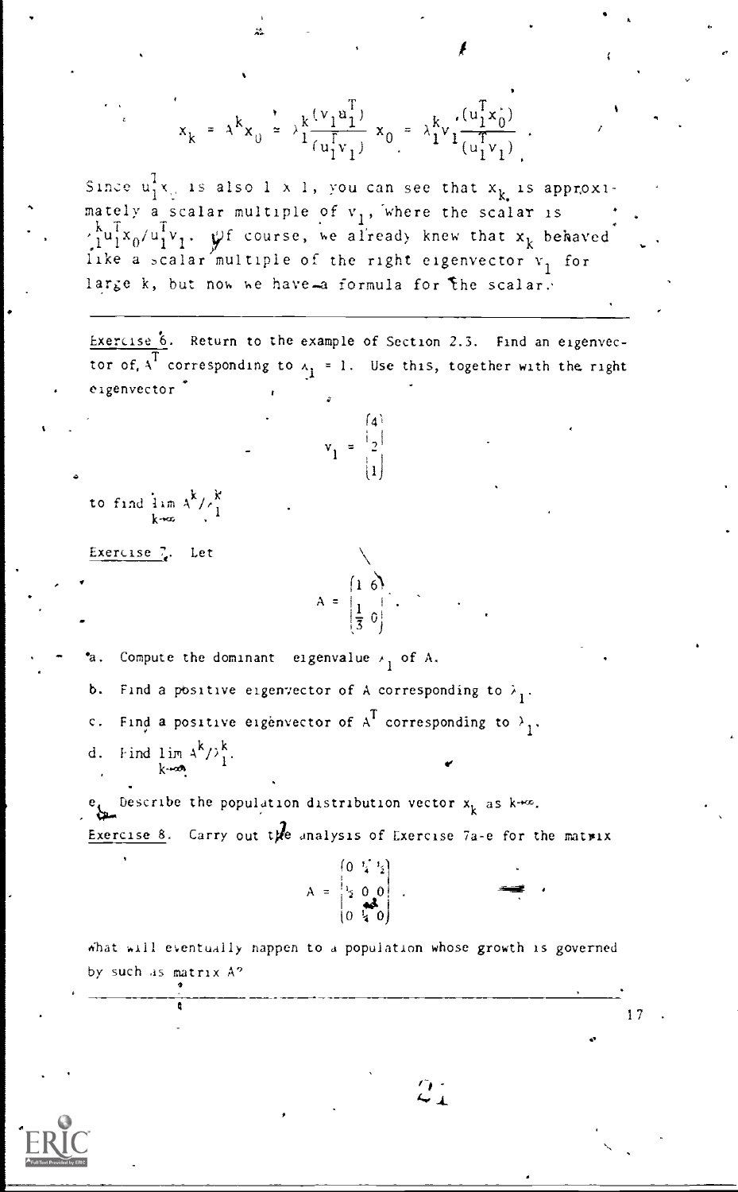$$x_k = A^k x_0 \approx \lambda_1^k \frac{(v_1 u_1^T)}{(u_1^T v_1)} x_0 = \lambda_1^k v_1 \frac{(u_1^T x_0)}{(u_1^T v_1)} .$$

Since $u_1^T x_0$ is also $1 \times 1$, you can see that $x_k$ is approximately a scalar multiple of $v_1$, where the scalar is $\lambda_1^k u_1^T x_0 / u_1^T v_1$. Of course, we already knew that $x_k$ behaved like a scalar multiple of the right eigenvector $v_1$ for large $k$, but now we have a formula for the scalar.

---

Exercise 6. Return to the example of Section 2.3. Find an eigenvector of $A^T$ corresponding to $\lambda_1 = 1$. Use this, together with the right eigenvector

$$v_1 = \begin{pmatrix} 4 \\ 2 \\ 1 \end{pmatrix}$$

to find $\lim_{k \to \infty} A^k / \lambda_1^k$

Exercise 7. Let

$$A = \begin{pmatrix} 1 & 6 \\ \frac{1}{3} & 0 \end{pmatrix} .$$

a. Compute the dominant eigenvalue $\lambda_1$ of $A$.

b. Find a positive eigenvector of $A$ corresponding to $\lambda_1$.

c. Find a positive eigenvector of $A^T$ corresponding to $\lambda_1$.

d. Find $\lim_{k \to \infty} A^k / \lambda_1^k$.

e. Describe the population distribution vector $x_k$ as $k \to \infty$.

Exercise 8. Carry out the analysis of Exercise 7a-e for the matrix

$$A = \begin{pmatrix} 0 & \frac{1}{4} & \frac{1}{2} \\ \frac{1}{2} & 0 & 0 \\ 0 & \frac{1}{4} & 0 \end{pmatrix} .$$

What will eventually happen to a population whose growth is governed by such as matrix $A$?

---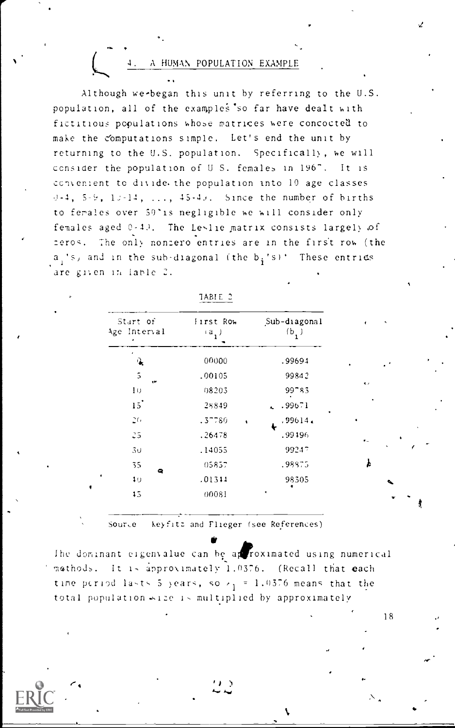## 4. A HUMAN POPULATION EXAMPLE

Although we began this unit by referring to the U.S. population, all of the examples so far have dealt with fictitious populations whose matrices were concocted to make the computations simple. Let's end the unit by returning to the U.S. population. Specifically, we will consider the population of U.S. females in 1967. It is convenient to divide the population into 10 age classes 0-4, 5-9, 10-14, ..., 45-49. Since the number of births to females over 50 is negligible we will consider only females aged 0-49. The Leslie matrix consists largely of zeros. The only nonzero entries are in the first row (the $a_i$'s) and in the sub-diagonal (the $b_i$'s). These entries are given in Table 2.

TABLE 2

| Start of Age Interval | First Row ($a_i$) | Sub-diagonal ($b_i$) |
|---|---|---|
| 0 | .00000 | .99694 |
| 5 | .00105 | .99842 |
| 10 | .08203 | .99783 |
| 15 | .28849 | .99671 |
| 20 | .37780 | .99614 |
| 25 | .26478 | .99496 |
| 30 | .14055 | .99247 |
| 35 | .05857 | .98875 |
| 40 | .01344 | .98305 |
| 45 | .00081 | |

Source: Keyfitz and Flieger (see References)

The dominant eigenvalue can be approximated using numerical methods. It is approximately 1.0376. (Recall that each time period lasts 5 years, so $\lambda_1 = 1.0376$ means that the total population size is multiplied by approximately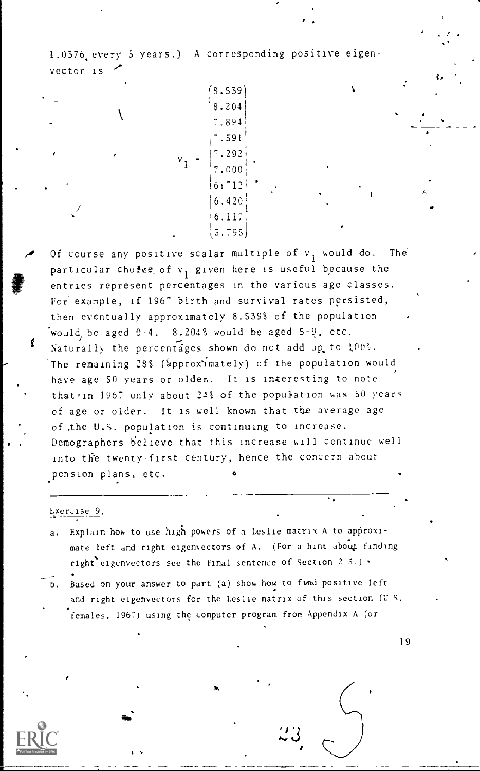1.0376 every 5 years.) A corresponding positive eigenvector is

$$v_1 = \begin{pmatrix} 8.539 \\ 8.204 \\ 7.894 \\ 7.591 \\ 7.292 \\ 7.000 \\ 6.712 \\ 6.420 \\ 6.117 \\ 5.795 \end{pmatrix}.$$

Of course any positive scalar multiple of $v_1$ would do. The particular choice of $v_1$ given here is useful because the entries represent percentages in the various age classes. For example, if 1967 birth and survival rates persisted, then eventually approximately 8.539% of the population would be aged 0-4. 8.204% would be aged 5-9, etc. Naturally the percentages shown do not add up to 100%. The remaining 28% (approximately) of the population would have age 50 years or older. It is interesting to note that in 1967 only about 24% of the population was 50 years of age or older. It is well known that the average age of the U.S. population is continuing to increase. Demographers believe that this increase will continue well into the twenty-first century, hence the concern about pension plans, etc.

---

Exercise 9.

a. Explain how to use high powers of a Leslie matrix A to approximate left and right eigenvectors of A. (For a hint about finding right eigenvectors see the final sentence of Section 2.3.)

b. Based on your answer to part (a) show how to find positive left and right eigenvectors for the Leslie matrix of this section (U.S. females, 1967) using the computer program from Appendix A (or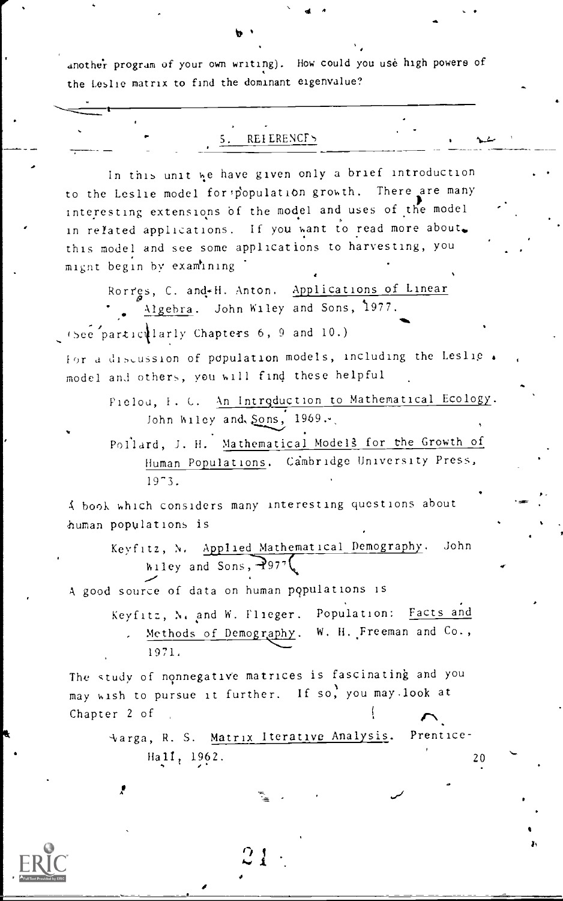another program of your own writing). How could you use high powers of the Leslie matrix to find the dominant eigenvalue?

## 5. REFERENCES

In this unit we have given only a brief introduction to the Leslie model for population growth. There are many interesting extensions of the model and uses of the model in related applications. If you want to read more about this model and see some applications to harvesting, you might begin by examining

> Rorres, C. and H. Anton. Applications of Linear Algebra. John Wiley and Sons, 1977.

(See particularly Chapters 6, 9 and 10.)

For a discussion of population models, including the Leslie model and others, you will find these helpful

> Pielou, E. C. An Introduction to Mathematical Ecology. John Wiley and Sons, 1969.
>
> Pollard, J. H. Mathematical Models for the Growth of Human Populations. Cambridge University Press, 1973.

A book which considers many interesting questions about human populations is

> Keyfitz, N. Applied Mathematical Demography. John Wiley and Sons, 1977.

A good source of data on human populations is

> Keyfitz, N. and W. Flieger. Population: Facts and Methods of Demography. W. H. Freeman and Co., 1971.

The study of nonnegative matrices is fascinating and you may wish to pursue it further. If so, you may look at Chapter 2 of

> Varga, R. S. Matrix Iterative Analysis. Prentice-Hall, 1962.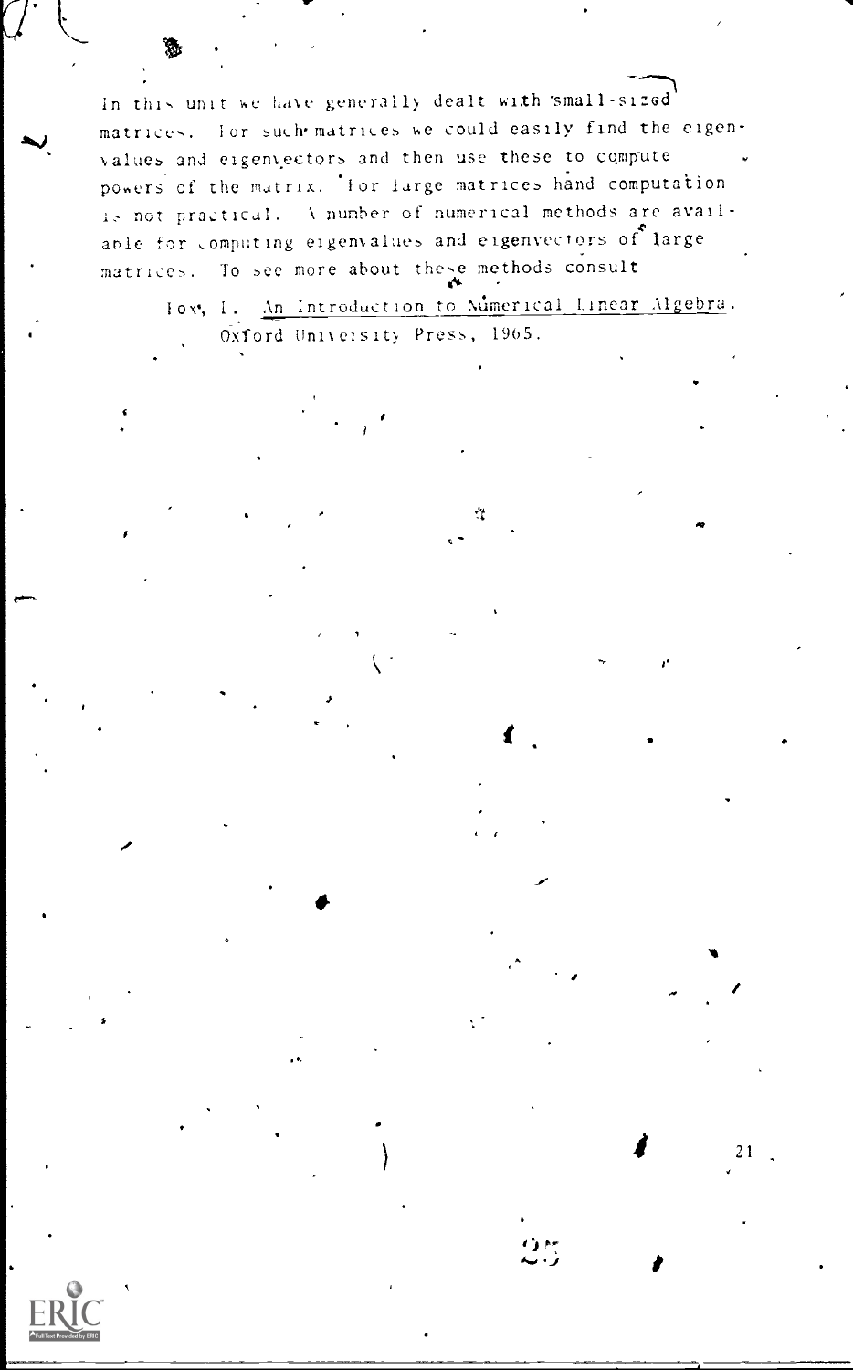In this unit we have generally dealt with small-sized matrices. For such matrices we could easily find the eigenvalues and eigenvectors and then use these to compute powers of the matrix. For large matrices hand computation is not practical. A number of numerical methods are available for computing eigenvalues and eigenvectors of large matrices. To see more about these methods consult

> Fox, L. An Introduction to Numerical Linear Algebra. Oxford University Press, 1965.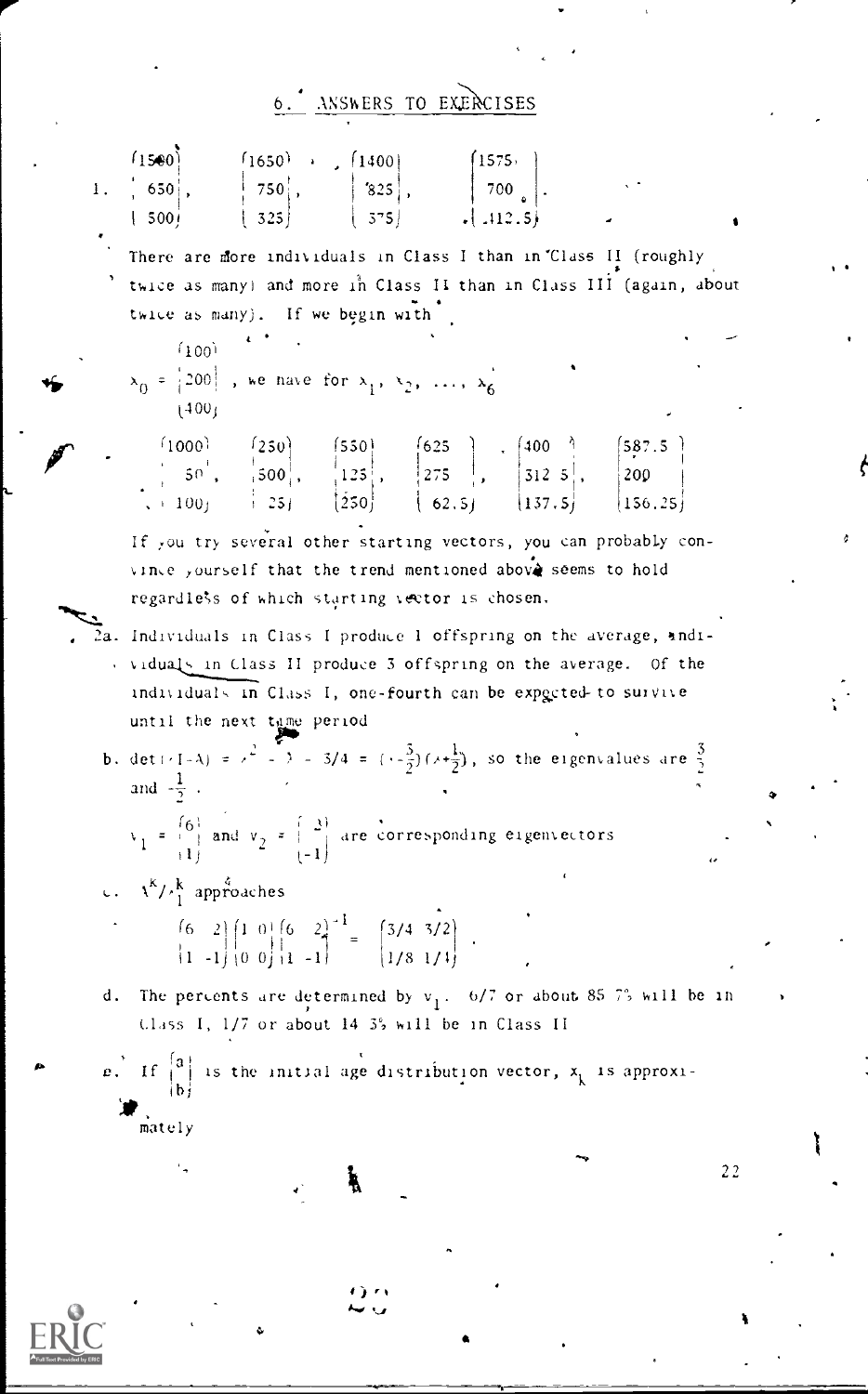## 6. ANSWERS TO EXERCISES

1. $\begin{pmatrix}1500\\650\\500\end{pmatrix}$, $\begin{pmatrix}1650\\750\\325\end{pmatrix}$, $\begin{pmatrix}1400\\825\\375\end{pmatrix}$, $\begin{pmatrix}1575\\700\\412.5\end{pmatrix}$.

   There are more individuals in Class I than in Class II (roughly twice as many) and more in Class II than in Class III (again, about twice as many). If we begin with

   $x_0 = \begin{pmatrix}100\\200\\400\end{pmatrix}$, we have for $x_1, x_2, \ldots, x_6$

   $\begin{pmatrix}1000\\50\\100\end{pmatrix}$, $\begin{pmatrix}250\\500\\25\end{pmatrix}$, $\begin{pmatrix}550\\125\\250\end{pmatrix}$, $\begin{pmatrix}625\\275\\62.5\end{pmatrix}$, $\begin{pmatrix}400\\312.5\\137.5\end{pmatrix}$, $\begin{pmatrix}587.5\\200\\156.25\end{pmatrix}$

   If you try several other starting vectors, you can probably convince yourself that the trend mentioned above seems to hold regardless of which starting vector is chosen.

2a. Individuals in Class I produce 1 offspring on the average, individuals in Class II produce 3 offspring on the average. Of the individuals in Class I, one-fourth can be expected to survive until the next time period.

b. $\det(\lambda I - A) = \lambda^2 - \lambda - 3/4 = (\lambda - \frac{3}{2})(\lambda + \frac{1}{2})$, so the eigenvalues are $\frac{3}{2}$ and $-\frac{1}{2}$.

   $v_1 = \begin{pmatrix}6\\1\end{pmatrix}$ and $v_2 = \begin{pmatrix}2\\-1\end{pmatrix}$ are corresponding eigenvectors

c. $A^k/\lambda_1^k$ approaches

   $$\begin{pmatrix}6 & 2\\1 & -1\end{pmatrix}\begin{pmatrix}1 & 0\\0 & 0\end{pmatrix}\begin{pmatrix}6 & 2\\1 & -1\end{pmatrix}^{-1} = \begin{pmatrix}3/4 & 3/2\\1/8 & 1/4\end{pmatrix}.$$

d. The percents are determined by $v_1$. 6/7 or about 85.7% will be in Class I, 1/7 or about 14.3% will be in Class II

e. If $\begin{pmatrix}a\\b\end{pmatrix}$ is the initial age distribution vector, $x_k$ is approximately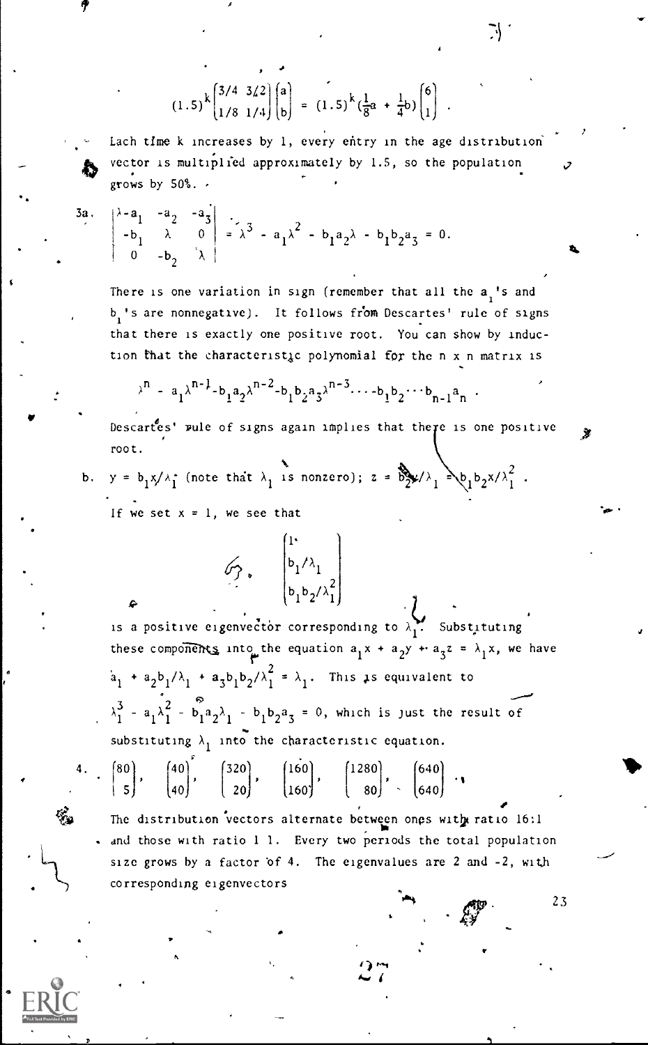$$(1.5)^k \begin{pmatrix} 3/4 & 3/2 \\ 1/8 & 1/4 \end{pmatrix} \begin{pmatrix} a \\ b \end{pmatrix} = (1.5)^k (\tfrac{1}{8}a + \tfrac{1}{4}b) \begin{pmatrix} 6 \\ 1 \end{pmatrix} .$$

Each time k increases by 1, every entry in the age distribution vector is multiplied approximately by 1.5, so the population grows by 50%.

3a. $$\begin{vmatrix} \lambda - a_1 & -a_2 & -a_3 \\ -b_1 & \lambda & 0 \\ 0 & -b_2 & \lambda \end{vmatrix} = \lambda^3 - a_1\lambda^2 - b_1a_2\lambda - b_1b_2a_3 = 0.$$

There is one variation in sign (remember that all the $a_i$'s and $b_i$'s are nonnegative). It follows from Descartes' rule of signs that there is exactly one positive root. You can show by induction that the characteristic polynomial for the n x n matrix is

$$\lambda^n - a_1\lambda^{n-1} - b_1a_2\lambda^{n-2} - b_1b_2a_3\lambda^{n-3} \cdots - b_1b_2\cdots b_{n-1}a_n .$$

Descartes' rule of signs again implies that there is one positive root.

b. $y = b_1x/\lambda_1$ (note that $\lambda_1$ is nonzero); $z = b_2y/\lambda_1 = b_1b_2x/\lambda_1^2$.

If we set $x = 1$, we see that

$$\begin{pmatrix} 1 \\ b_1/\lambda_1 \\ b_1b_2/\lambda_1^2 \end{pmatrix}$$

is a positive eigenvector corresponding to $\lambda_1$. Substituting these components into the equation $a_1x + a_2y + a_3z = \lambda_1x$, we have $a_1 + a_2b_1/\lambda_1 + a_3b_1b_2/\lambda_1^2 = \lambda_1$. This is equivalent to $\lambda_1^3 - a_1\lambda_1^2 - b_1a_2\lambda_1 - b_1b_2a_3 = 0$, which is just the result of substituting $\lambda_1$ into the characteristic equation.

4. $\begin{pmatrix} 80 \\ 5 \end{pmatrix}, \begin{pmatrix} 40 \\ 40 \end{pmatrix}, \begin{pmatrix} 320 \\ 20 \end{pmatrix}, \begin{pmatrix} 160 \\ 160 \end{pmatrix}, \begin{pmatrix} 1280 \\ 80 \end{pmatrix}, \begin{pmatrix} 640 \\ 640 \end{pmatrix}$.

The distribution vectors alternate between ones with ratio 16:1 and those with ratio 1:1. Every two periods the total population size grows by a factor of 4. The eigenvalues are 2 and -2, with corresponding eigenvectors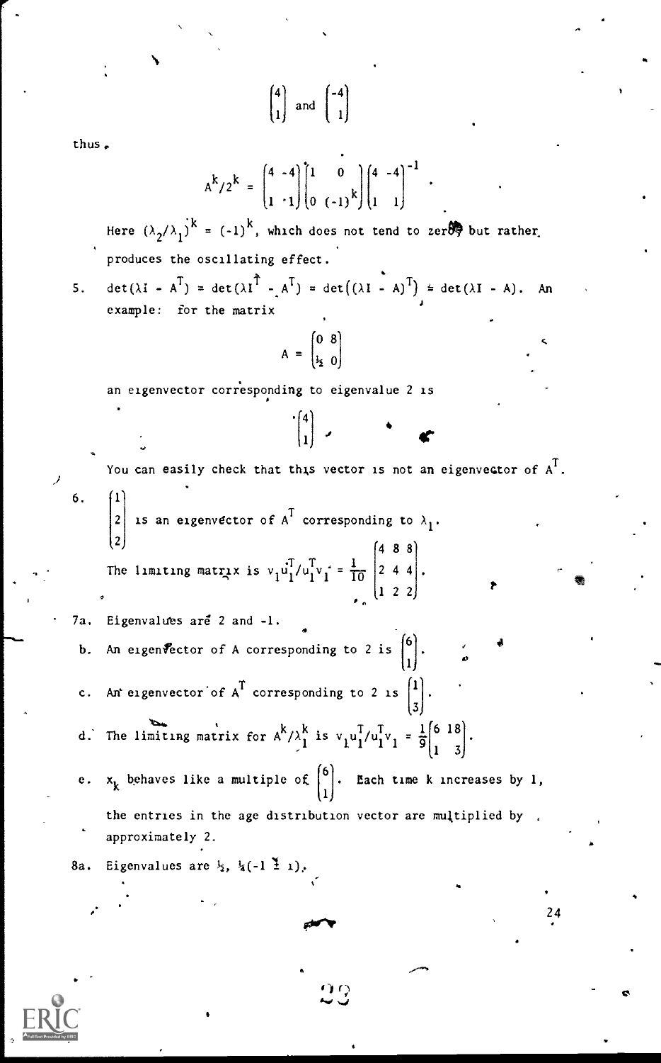$$\begin{pmatrix} 4 \\ 1 \end{pmatrix} \text{ and } \begin{pmatrix} -4 \\ 1 \end{pmatrix}$$

thus,

$$A^k/2^k = \begin{pmatrix} 4 & -4 \\ 1 & 1 \end{pmatrix} \begin{pmatrix} 1 & 0 \\ 0 & (-1)^k \end{pmatrix} \begin{pmatrix} 4 & -4 \\ 1 & 1 \end{pmatrix}^{-1}.$$

Here $(\lambda_2/\lambda_1)^k = (-1)^k$, which does not tend to zero but rather produces the oscillating effect.

5. $\det(\lambda I - A^T) = \det(\lambda I^T - A^T) = \det((\lambda I - A)^T) = \det(\lambda I - A)$. An example: for the matrix

$$A = \begin{pmatrix} 0 & 8 \\ \frac{1}{2} & 0 \end{pmatrix}$$

an eigenvector corresponding to eigenvalue 2 is

$$\begin{pmatrix} 4 \\ 1 \end{pmatrix}.$$

You can easily check that this vector is not an eigenvector of $A^T$.

6. $\begin{pmatrix} 1 \\ 2 \\ 2 \end{pmatrix}$ is an eigenvector of $A^T$ corresponding to $\lambda_1$.

The limiting matrix is $v_1 u_1^T / u_1^T v_1 = \frac{1}{10} \begin{pmatrix} 4 & 8 & 8 \\ 2 & 4 & 4 \\ 1 & 2 & 2 \end{pmatrix}$.

7a. Eigenvalues are 2 and -1.

b. An eigenvector of A corresponding to 2 is $\begin{pmatrix} 6 \\ 1 \end{pmatrix}$.

c. An eigenvector of $A^T$ corresponding to 2 is $\begin{pmatrix} 1 \\ 3 \end{pmatrix}$.

d. The limiting matrix for $A^k/\lambda_1^k$ is $v_1 u_1^T / u_1^T v_1 = \frac{1}{9} \begin{pmatrix} 6 & 18 \\ 1 & 3 \end{pmatrix}$.

e. $x_k$ behaves like a multiple of $\begin{pmatrix} 6 \\ 1 \end{pmatrix}$. Each time k increases by 1, the entries in the age distribution vector are multiplied by approximately 2.

8a. Eigenvalues are $\frac{1}{2}$, $\frac{1}{4}(-1 \pm i)$.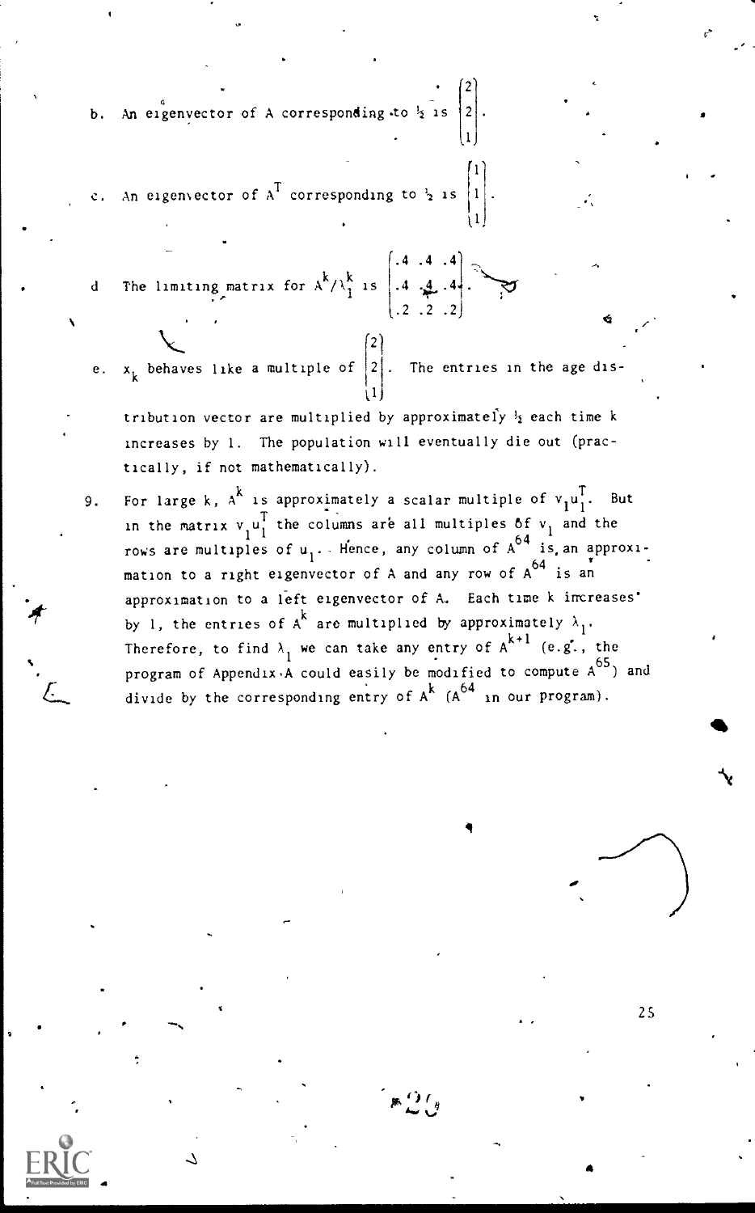b. An eigenvector of A corresponding to $\frac{1}{2}$ is $\begin{bmatrix} 2 \\ 2 \\ 1 \end{bmatrix}$.

c. An eigenvector of $A^T$ corresponding to $\frac{1}{2}$ is $\begin{bmatrix} 1 \\ 1 \\ 1 \end{bmatrix}$.

d. The limiting matrix for $A^k/\lambda_1^k$ is $\begin{bmatrix} .4 & .4 & .4 \\ .4 & .4 & .4 \\ .2 & .2 & .2 \end{bmatrix}$.

e. $x_k$ behaves like a multiple of $\begin{bmatrix} 2 \\ 2 \\ 1 \end{bmatrix}$. The entries in the age distribution vector are multiplied by approximately $\frac{1}{2}$ each time k increases by 1. The population will eventually die out (practically, if not mathematically).

9. For large k, $A^k$ is approximately a scalar multiple of $v_1u_1^T$. But in the matrix $v_1u_1^T$ the columns are all multiples of $v_1$ and the rows are multiples of $u_1$. Hence, any column of $A^{64}$ is an approximation to a right eigenvector of A and any row of $A^{64}$ is an approximation to a left eigenvector of A. Each time k increases by 1, the entries of $A^k$ are multiplied by approximately $\lambda_1$. Therefore, to find $\lambda_1$ we can take any entry of $A^{k+1}$ (e.g., the program of Appendix A could easily be modified to compute $A^{65}$) and divide by the corresponding entry of $A^k$ ($A^{64}$ in our program).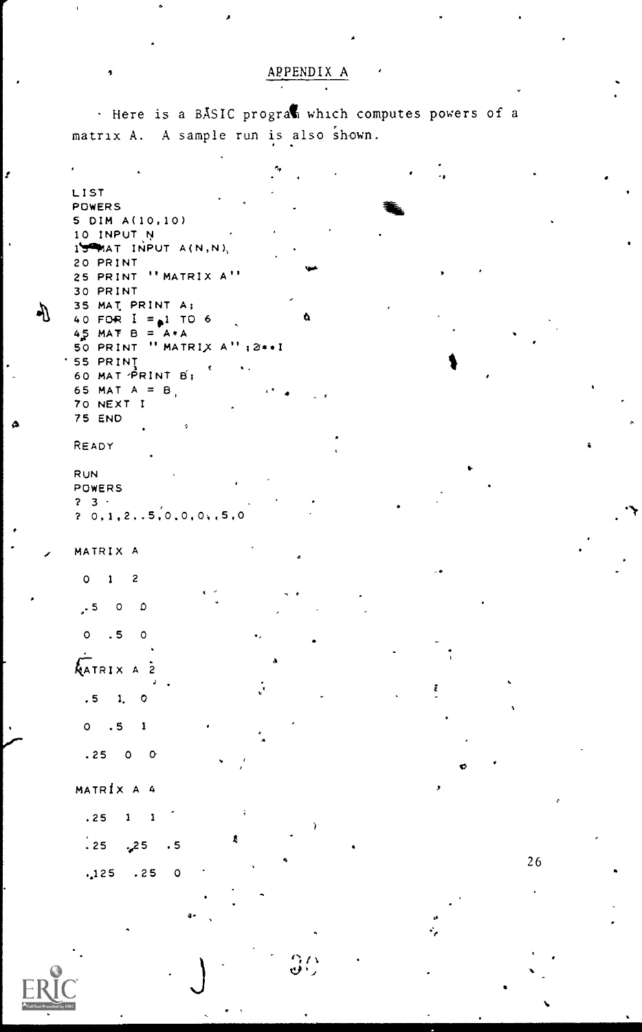## APPENDIX A

Here is a BASIC program which computes powers of a matrix A. A sample run is also shown.

```
LIST
POWERS
5 DIM A(10,10)
10 INPUT N
15 MAT INPUT A(N,N)
20 PRINT
25 PRINT "MATRIX A"
30 PRINT
35 MAT PRINT A;
40 FOR I = 1 TO 6
45 MAT B = A*A
50 PRINT "MATRIX A";2**I
55 PRINT
60 MAT PRINT B;
65 MAT A = B
70 NEXT I
75 END

READY

RUN
POWERS
? 3
? 0,1,2,.5,0,0,0,.5,0

MATRIX A

 0  1  2

 .5  0  0

 0  .5  0

MATRIX A 2

 .5  1  0

 0  .5  1

 .25  0  0

MATRIX A 4

 .25  1  1

 .25  .25  .5

 .125  .25  0
```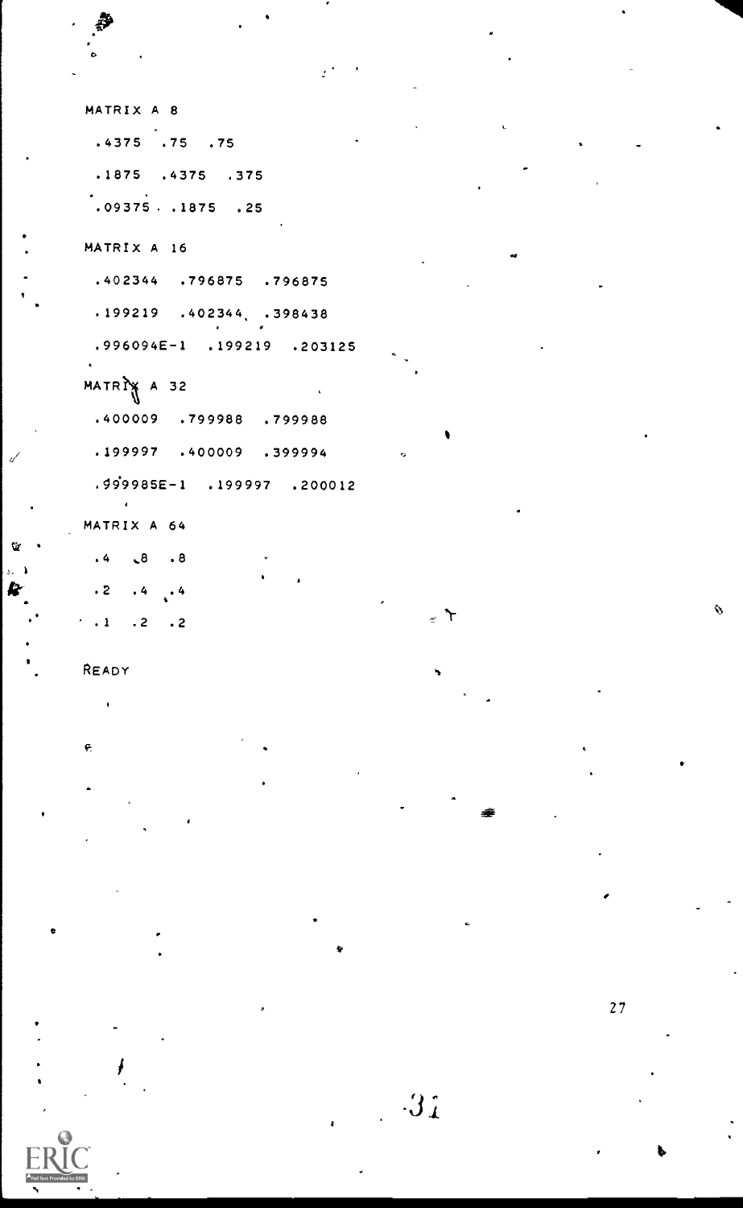```
MATRIX A 8
 .4375  .75  .75
 .1875  .4375  .375
 .09375  .1875  .25
MATRIX A 16
 .402344  .796875  .796875
 .199219  .402344  .398438
 .996094E-1  .199219  .203125
MATRIX A 32
 .400009  .799988  .799988
 .199997  .400009  .399994
 .999985E-1  .199997  .200012
MATRIX A 64
 .4  .8  .8
 .2  .4  .4
 .1  .2  .2

READY
```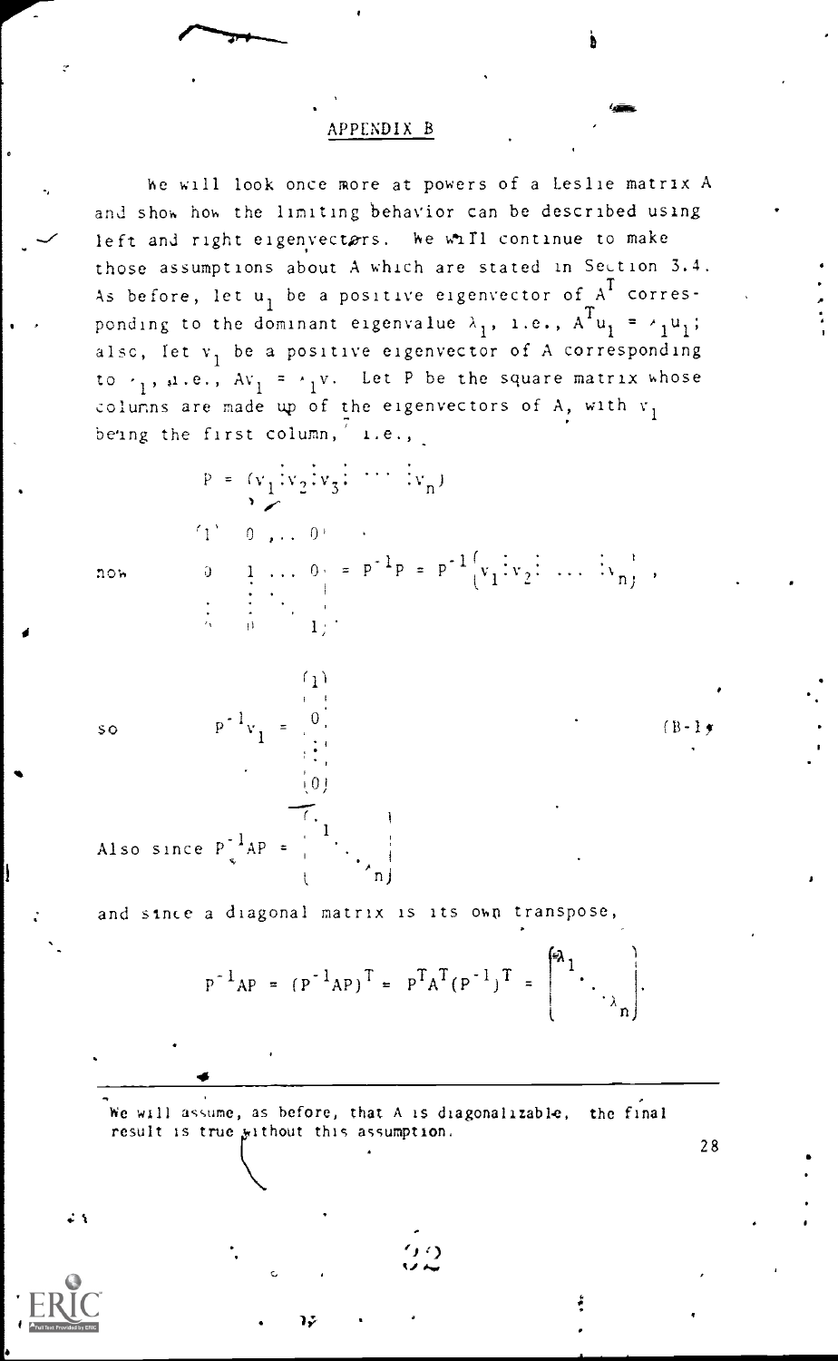## APPENDIX B

We will look once more at powers of a Leslie matrix A and show how the limiting behavior can be described using left and right eigenvectors. We will continue to make those assumptions about A which are stated in Section 3.4. As before, let $u_1$ be a positive eigenvector of $A^T$ corresponding to the dominant eigenvalue $\lambda_1$, i.e., $A^T u_1 = \lambda_1 u_1$; also, let $v_1$ be a positive eigenvector of A corresponding to $\lambda_1$, i.e., $Av_1 = \lambda_1 v$. Let P be the square matrix whose columns are made up of the eigenvectors of A, with $v_1$ being the first column, i.e.,

$$P = (v_1 \vdots v_2 \vdots v_3 \vdots \cdots \vdots v_n)$$

now

$$\begin{pmatrix} 1 & 0 & \ldots & 0 \\ 0 & 1 & \ldots & 0 \\ \vdots & \vdots & \ddots & \\ 0 & 0 & & 1 \end{pmatrix} = P^{-1}P = P^{-1}(v_1 \vdots v_2 \vdots \ldots \vdots v_n),$$

so

$$P^{-1}v_1 = \begin{pmatrix} 1 \\ 0 \\ \vdots \\ 0 \end{pmatrix} \tag{B-1}$$

Also since $P^{-1}AP = \begin{pmatrix} \lambda_1 & & \\ & \ddots & \\ & & \lambda_n \end{pmatrix}$

and since a diagonal matrix is its own transpose,

$$P^{-1}AP = (P^{-1}AP)^T = P^T A^T (P^{-1})^T = \begin{pmatrix} \lambda_1 & & \\ & \ddots & \\ & & \lambda_n \end{pmatrix}.$$

---

We will assume, as before, that A is diagonalizable, the final result is true without this assumption.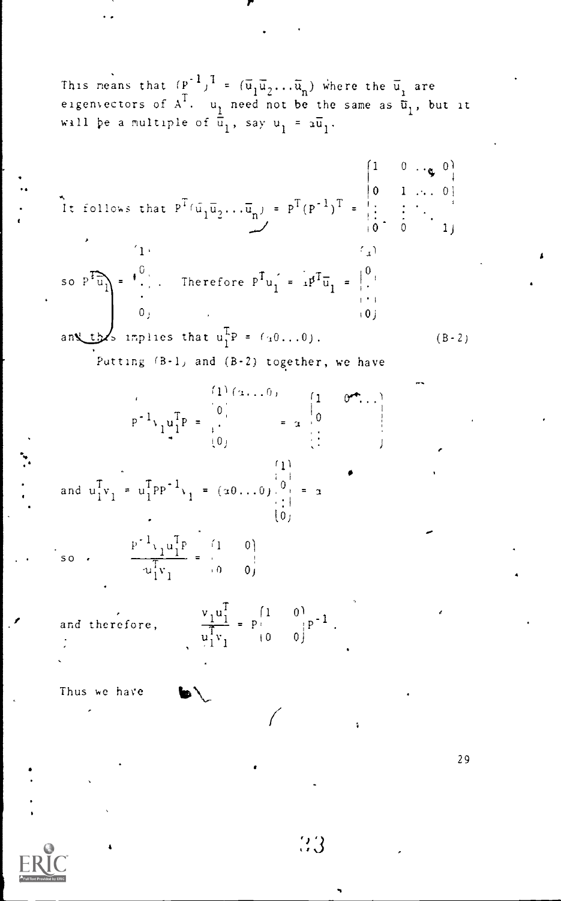This means that $(P^{-1})^T = (\bar{u}_1 \bar{u}_2 \ldots \bar{u}_n)$ where the $\bar{u}_i$ are eigenvectors of $A^T$. $u_1$ need not be the same as $\bar{u}_1$, but it will be a multiple of $\bar{u}_1$, say $u_1 = a\bar{u}_1$.

It follows that $P^T(\bar{u}_1 \bar{u}_2 \ldots \bar{u}_n) = P^T(P^{-1})^T = \begin{pmatrix} 1 & 0 & \cdots & 0 \\ 0 & 1 & \cdots & 0 \\ \vdots & \vdots & \ddots & \\ 0 & 0 & & 1 \end{pmatrix}$

so $P^T\bar{u}_1 = \begin{pmatrix} 1 \\ 0 \\ \vdots \\ 0 \end{pmatrix}$. Therefore $P^T u_1 = aP^T\bar{u}_1 = \begin{pmatrix} a \\ 0 \\ \vdots \\ 0 \end{pmatrix}$

and this implies that $u_1^T P = (a0\ldots0)$. (B-2)

Putting (B-1) and (B-2) together, we have

$$P^{-1}v_1 u_1^T P = \begin{pmatrix} 1 \\ 0 \\ \vdots \\ 0 \end{pmatrix}(a\ldots0) = a\begin{pmatrix} 1 & 0 & \cdots \\ 0 & & \\ \vdots & & \end{pmatrix}$$

and $u_1^T v_1 = u_1^T P P^{-1} v_1 = (a0\ldots0)\begin{pmatrix} 1 \\ 0 \\ \vdots \\ 0 \end{pmatrix} = a$

so $$\frac{P^{-1}v_1 u_1^T P}{u_1^T v_1} = \begin{pmatrix} 1 & 0 \\ 0 & 0 \end{pmatrix}$$

and therefore, $$\frac{v_1 u_1^T}{u_1^T v_1} = P\begin{pmatrix} 1 & 0 \\ 0 & 0 \end{pmatrix}P^{-1}.$$

Thus we have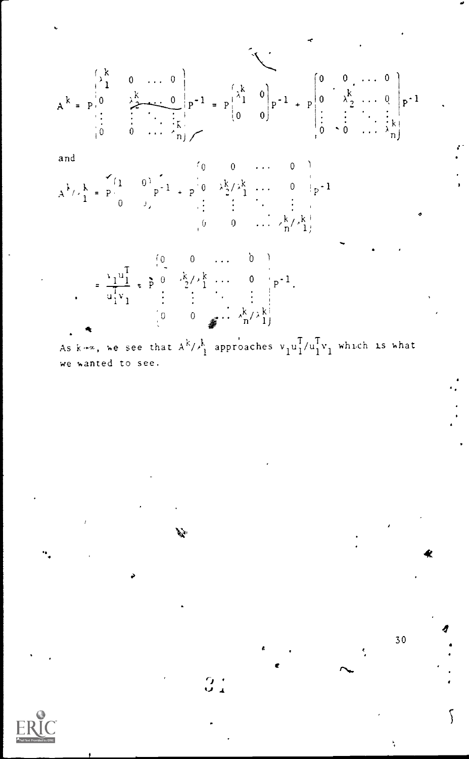$$A^k = P\begin{pmatrix} \lambda_1^k & 0 & \cdots & 0 \\ 0 & \lambda_2^k & \cdots & 0 \\ \vdots & \vdots & \ddots & \vdots \\ 0 & 0 & \cdots & \lambda_n^k \end{pmatrix}P^{-1} = P\begin{pmatrix} \lambda_1^k & 0 \\ 0 & 0 \end{pmatrix}P^{-1} + P\begin{pmatrix} 0 & 0 & \cdots & 0 \\ 0 & \lambda_2^k & \cdots & 0 \\ \vdots & \vdots & \ddots & \vdots \\ 0 & 0 & \cdots & \lambda_n^k \end{pmatrix}P^{-1}$$

and

$$A^k/\lambda_1^k = P\begin{pmatrix} 1 & 0 \\ 0 & 0 \end{pmatrix}P^{-1} + P\begin{pmatrix} 0 & 0 & \cdots & 0 \\ 0 & \lambda_2^k/\lambda_1^k & \cdots & 0 \\ \vdots & \vdots & \ddots & \vdots \\ 0 & 0 & \cdots & \lambda_n^k/\lambda_1^k \end{pmatrix}P^{-1}$$

$$= \frac{v_1 u_1^T}{u_1^T v_1} + P\begin{pmatrix} 0 & 0 & \cdots & 0 \\ 0 & \lambda_2^k/\lambda_1^k & \cdots & 0 \\ \vdots & \vdots & \ddots & \vdots \\ 0 & 0 & \cdots & \lambda_n^k/\lambda_1^k \end{pmatrix}P^{-1}.$$

As $k \to \infty$, we see that $A^k/\lambda_1^k$ approaches $v_1 u_1^T / u_1^T v_1$ which is what we wanted to see.